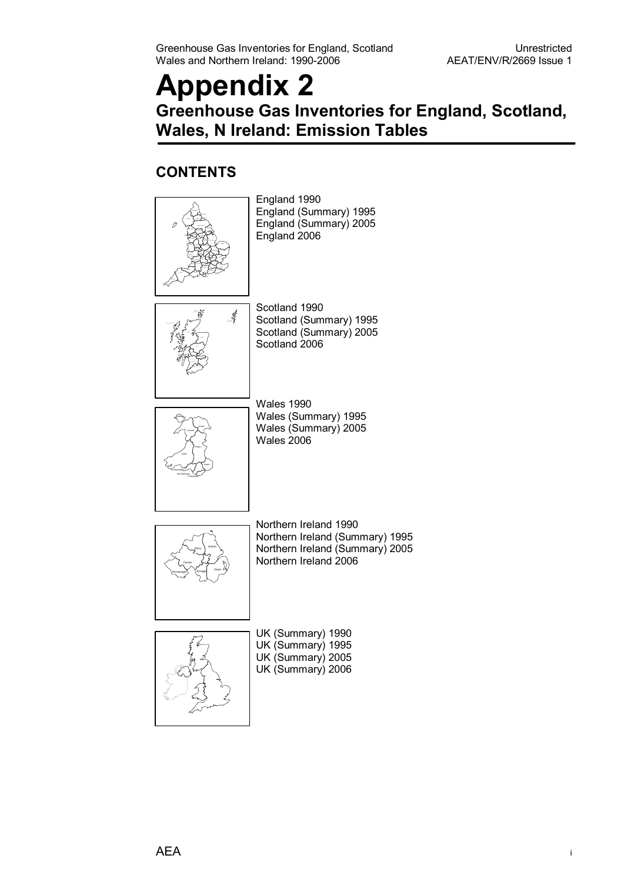# Appendix 2

## Greenhouse Gas Inventories for England, Scotland, Wales, N Ireland: Emission Tables

### CONTENTS

England 1990
England (Summary) 1995
England (Summary) 2005
England 2006

Scotland 1990
Scotland (Summary) 1995
Scotland (Summary) 2005
Scotland 2006

Wales 1990
Wales (Summary) 1995
Wales (Summary) 2005
Wales 2006

Northern Ireland 1990
Northern Ireland (Summary) 1995
Northern Ireland (Summary) 2005
Northern Ireland 2006

UK (Summary) 1990
UK (Summary) 1995
UK (Summary) 2005
UK (Summary) 2006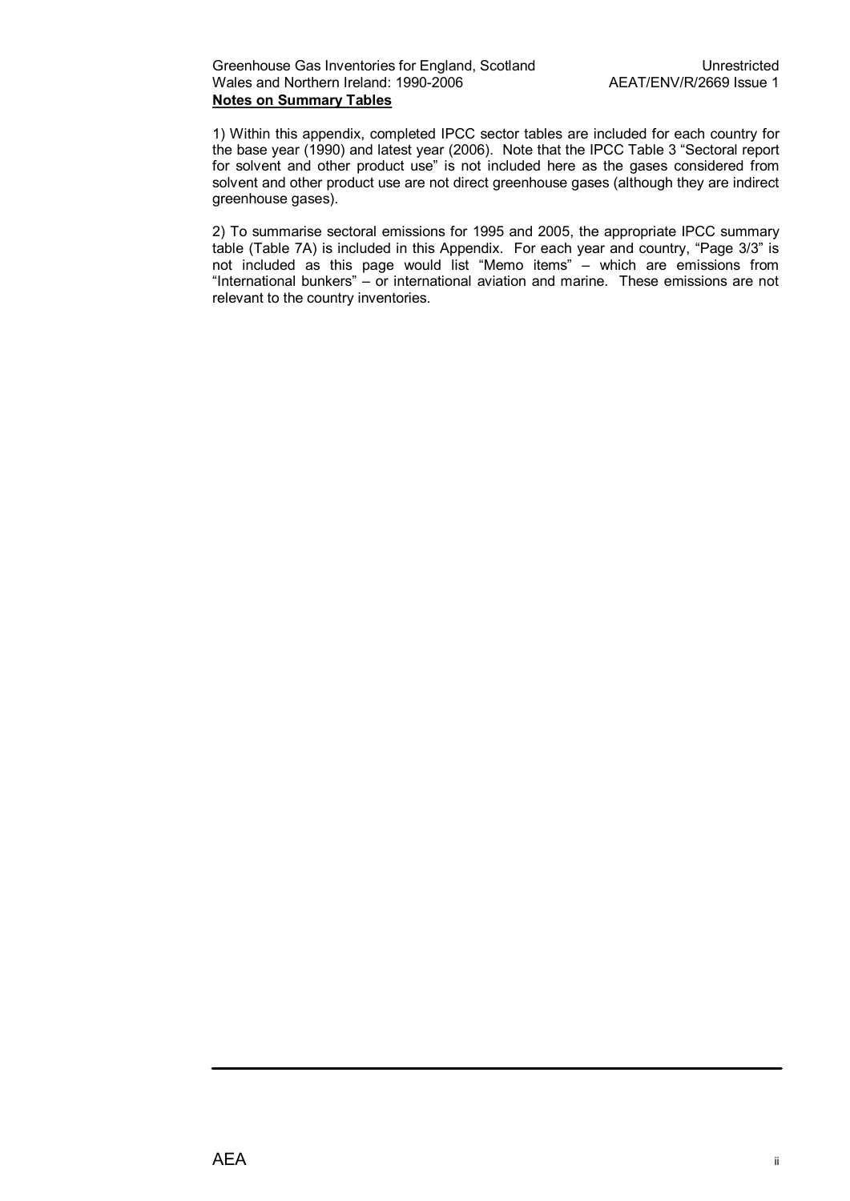**Notes on Summary Tables**

1) Within this appendix, completed IPCC sector tables are included for each country for the base year (1990) and latest year (2006). Note that the IPCC Table 3 "Sectoral report for solvent and other product use" is not included here as the gases considered from solvent and other product use are not direct greenhouse gases (although they are indirect greenhouse gases).

2) To summarise sectoral emissions for 1995 and 2005, the appropriate IPCC summary table (Table 7A) is included in this Appendix. For each year and country, "Page 3/3" is not included as this page would list "Memo items" – which are emissions from "International bunkers" – or international aviation and marine. These emissions are not relevant to the country inventories.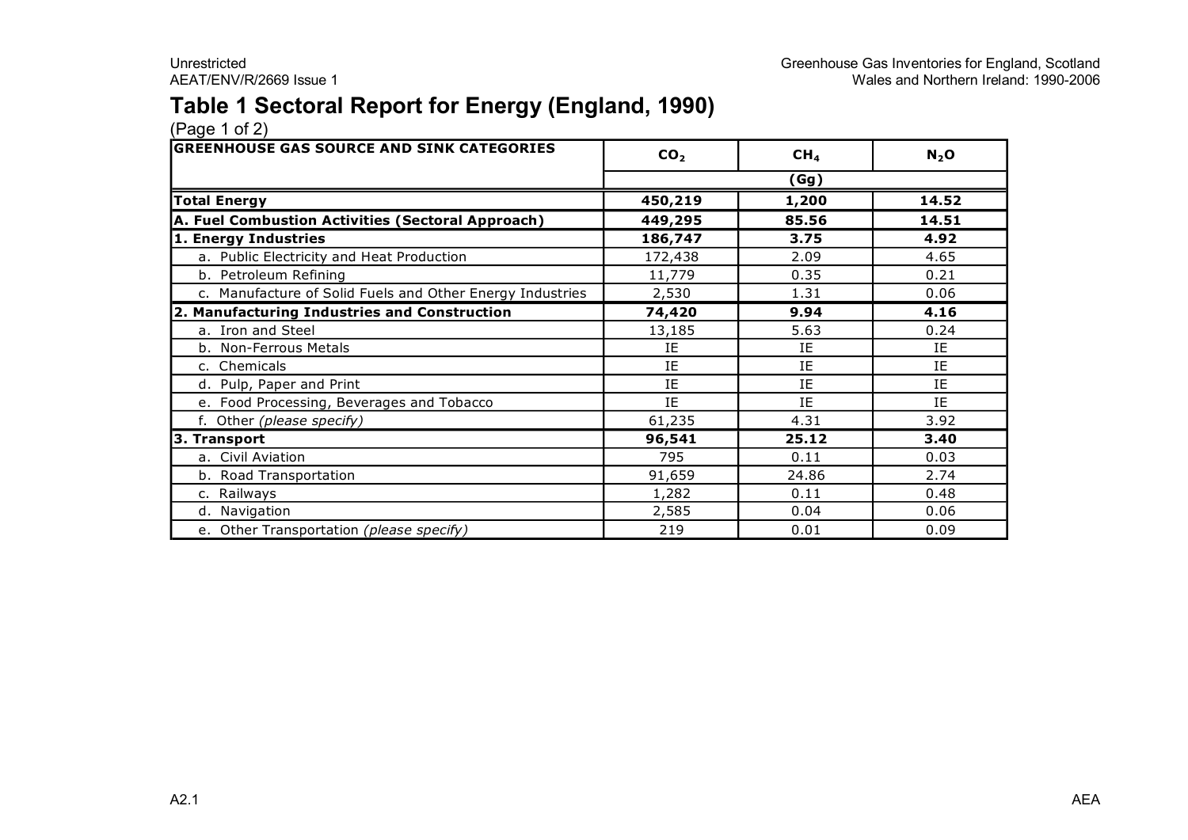# Table 1 Sectoral Report for Energy (England, 1990)

(Page 1 of 2)

| GREENHOUSE GAS SOURCE AND SINK CATEGORIES | $CO_2$ | $CH_4$ | $N_2O$ |
|---|---|---|---|
| | (Gg) | | |
| **Total Energy** | **450,219** | **1,200** | **14.52** |
| **A. Fuel Combustion Activities (Sectoral Approach)** | **449,295** | **85.56** | **14.51** |
| **1. Energy Industries** | **186,747** | **3.75** | **4.92** |
| a. Public Electricity and Heat Production | 172,438 | 2.09 | 4.65 |
| b. Petroleum Refining | 11,779 | 0.35 | 0.21 |
| c. Manufacture of Solid Fuels and Other Energy Industries | 2,530 | 1.31 | 0.06 |
| **2. Manufacturing Industries and Construction** | **74,420** | **9.94** | **4.16** |
| a. Iron and Steel | 13,185 | 5.63 | 0.24 |
| b. Non-Ferrous Metals | IE | IE | IE |
| c. Chemicals | IE | IE | IE |
| d. Pulp, Paper and Print | IE | IE | IE |
| e. Food Processing, Beverages and Tobacco | IE | IE | IE |
| f. Other *(please specify)* | 61,235 | 4.31 | 3.92 |
| **3. Transport** | **96,541** | **25.12** | **3.40** |
| a. Civil Aviation | 795 | 0.11 | 0.03 |
| b. Road Transportation | 91,659 | 24.86 | 2.74 |
| c. Railways | 1,282 | 0.11 | 0.48 |
| d. Navigation | 2,585 | 0.04 | 0.06 |
| e. Other Transportation *(please specify)* | 219 | 0.01 | 0.09 |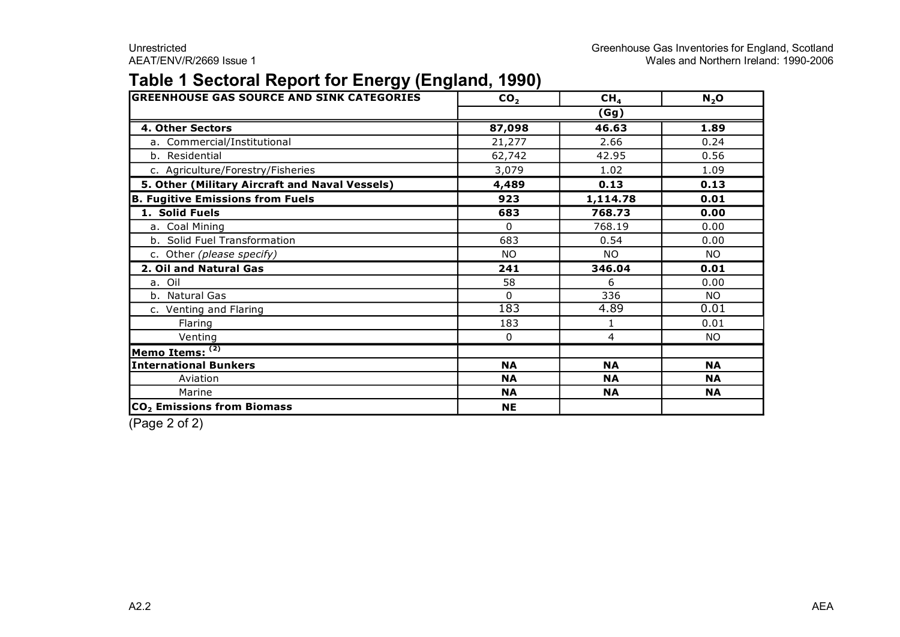## Table 1 Sectoral Report for Energy (England, 1990)

| GREENHOUSE GAS SOURCE AND SINK CATEGORIES | $CO_2$ | $CH_4$ | $N_2O$ |
|---|---|---|---|
| | | (Gg) | |
| **4. Other Sectors** | **87,098** | **46.63** | **1.89** |
| a. Commercial/Institutional | 21,277 | 2.66 | 0.24 |
| b. Residential | 62,742 | 42.95 | 0.56 |
| c. Agriculture/Forestry/Fisheries | 3,079 | 1.02 | 1.09 |
| **5. Other (Military Aircraft and Naval Vessels)** | **4,489** | **0.13** | **0.13** |
| **B. Fugitive Emissions from Fuels** | **923** | **1,114.78** | **0.01** |
| **1. Solid Fuels** | **683** | **768.73** | **0.00** |
| a. Coal Mining | 0 | 768.19 | 0.00 |
| b. Solid Fuel Transformation | 683 | 0.54 | 0.00 |
| c. Other *(please specify)* | NO | NO | NO |
| **2. Oil and Natural Gas** | **241** | **346.04** | **0.01** |
| a. Oil | 58 | 6 | 0.00 |
| b. Natural Gas | 0 | 336 | NO |
| c. Venting and Flaring | 183 | 4.89 | 0.01 |
| Flaring | 183 | 1 | 0.01 |
| Venting | 0 | 4 | NO |
| **Memo Items:** (2) | | | |
| **International Bunkers** | **NA** | **NA** | **NA** |
| Aviation | **NA** | **NA** | **NA** |
| Marine | **NA** | **NA** | **NA** |
| **$CO_2$ Emissions from Biomass** | **NE** | | |

(Page 2 of 2)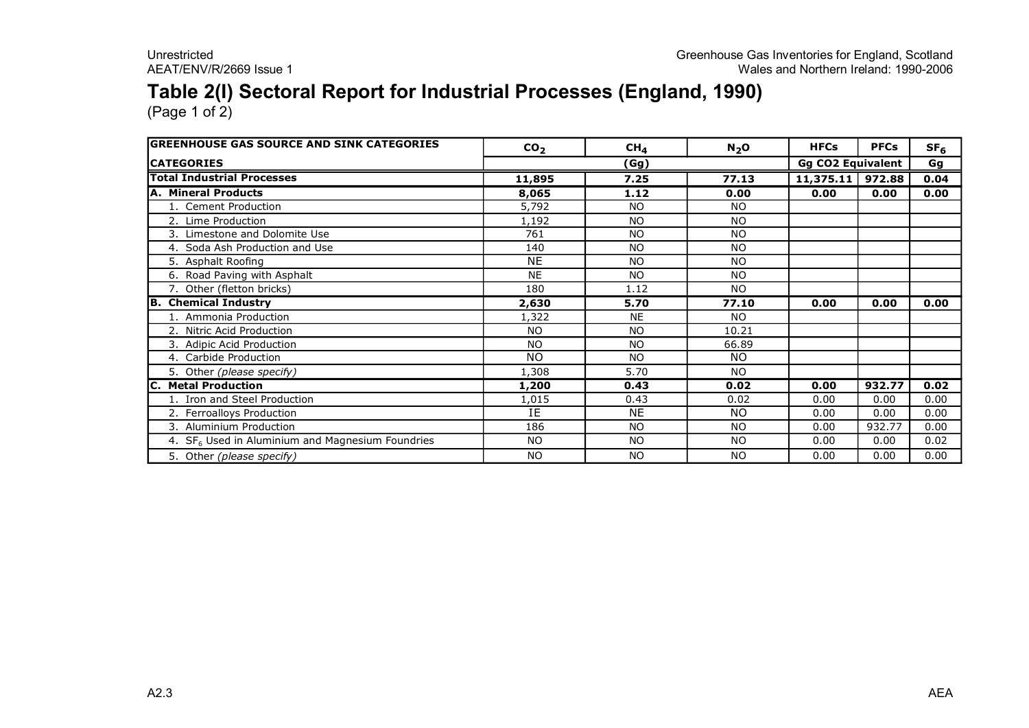# Table 2(I) Sectoral Report for Industrial Processes (England, 1990)

(Page 1 of 2)

| GREENHOUSE GAS SOURCE AND SINK CATEGORIES | $CO_2$ | $CH_4$ | $N_2O$ | HFCs | PFCs | $SF_6$ |
|---|---|---|---|---|---|---|
| **CATEGORIES** | | (Gg) | | Gg CO2 Equivalent | | Gg |
| **Total Industrial Processes** | **11,895** | **7.25** | **77.13** | **11,375.11** | **972.88** | **0.04** |
| **A. Mineral Products** | **8,065** | **1.12** | **0.00** | **0.00** | **0.00** | **0.00** |
| 1. Cement Production | 5,792 | NO | NO | | | |
| 2. Lime Production | 1,192 | NO | NO | | | |
| 3. Limestone and Dolomite Use | 761 | NO | NO | | | |
| 4. Soda Ash Production and Use | 140 | NO | NO | | | |
| 5. Asphalt Roofing | NE | NO | NO | | | |
| 6. Road Paving with Asphalt | NE | NO | NO | | | |
| 7. Other (fletton bricks) | 180 | 1.12 | NO | | | |
| **B. Chemical Industry** | **2,630** | **5.70** | **77.10** | **0.00** | **0.00** | **0.00** |
| 1. Ammonia Production | 1,322 | NE | NO | | | |
| 2. Nitric Acid Production | NO | NO | 10.21 | | | |
| 3. Adipic Acid Production | NO | NO | 66.89 | | | |
| 4. Carbide Production | NO | NO | NO | | | |
| 5. Other *(please specify)* | 1,308 | 5.70 | NO | | | |
| **C. Metal Production** | **1,200** | **0.43** | **0.02** | **0.00** | **932.77** | **0.02** |
| 1. Iron and Steel Production | 1,015 | 0.43 | 0.02 | 0.00 | 0.00 | 0.00 |
| 2. Ferroalloys Production | IE | NE | NO | 0.00 | 0.00 | 0.00 |
| 3. Aluminium Production | 186 | NO | NO | 0.00 | 932.77 | 0.00 |
| 4. $SF_6$ Used in Aluminium and Magnesium Foundries | NO | NO | NO | 0.00 | 0.00 | 0.02 |
| 5. Other *(please specify)* | NO | NO | NO | 0.00 | 0.00 | 0.00 |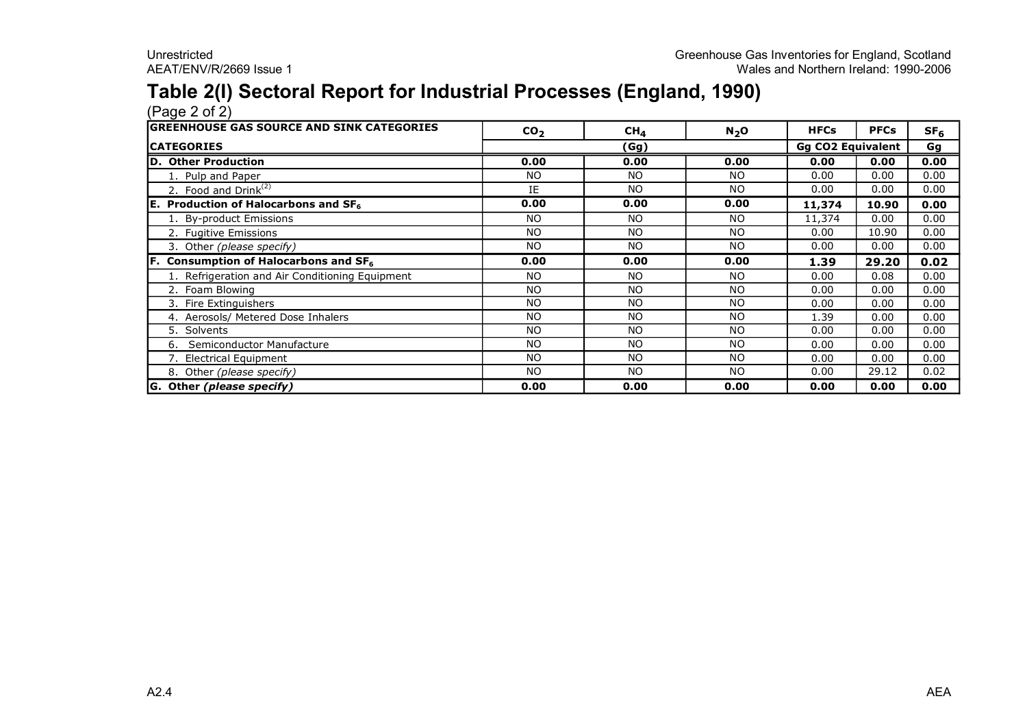# Table 2(I) Sectoral Report for Industrial Processes (England, 1990)

(Page 2 of 2)

| GREENHOUSE GAS SOURCE AND SINK CATEGORIES | $CO_2$ | $CH_4$ | $N_2O$ | HFCs | PFCs | $SF_6$ |
|---|---|---|---|---|---|---|
| CATEGORIES | (Gg) | | | Gg CO2 Equivalent | | Gg |
| **D. Other Production** | **0.00** | **0.00** | **0.00** | **0.00** | **0.00** | **0.00** |
| 1. Pulp and Paper | NO | NO | NO | 0.00 | 0.00 | 0.00 |
| 2. Food and Drink[(2)] | IE | NO | NO | 0.00 | 0.00 | 0.00 |
| **E. Production of Halocarbons and $SF_6$** | **0.00** | **0.00** | **0.00** | **11,374** | **10.90** | **0.00** |
| 1. By-product Emissions | NO | NO | NO | 11,374 | 0.00 | 0.00 |
| 2. Fugitive Emissions | NO | NO | NO | 0.00 | 10.90 | 0.00 |
| 3. Other *(please specify)* | NO | NO | NO | 0.00 | 0.00 | 0.00 |
| **F. Consumption of Halocarbons and $SF_6$** | **0.00** | **0.00** | **0.00** | **1.39** | **29.20** | **0.02** |
| 1. Refrigeration and Air Conditioning Equipment | NO | NO | NO | 0.00 | 0.08 | 0.00 |
| 2. Foam Blowing | NO | NO | NO | 0.00 | 0.00 | 0.00 |
| 3. Fire Extinguishers | NO | NO | NO | 0.00 | 0.00 | 0.00 |
| 4. Aerosols/ Metered Dose Inhalers | NO | NO | NO | 1.39 | 0.00 | 0.00 |
| 5. Solvents | NO | NO | NO | 0.00 | 0.00 | 0.00 |
| 6. Semiconductor Manufacture | NO | NO | NO | 0.00 | 0.00 | 0.00 |
| 7. Electrical Equipment | NO | NO | NO | 0.00 | 0.00 | 0.00 |
| 8. Other *(please specify)* | NO | NO | NO | 0.00 | 29.12 | 0.02 |
| **G. Other *(please specify)*** | **0.00** | **0.00** | **0.00** | **0.00** | **0.00** | **0.00** |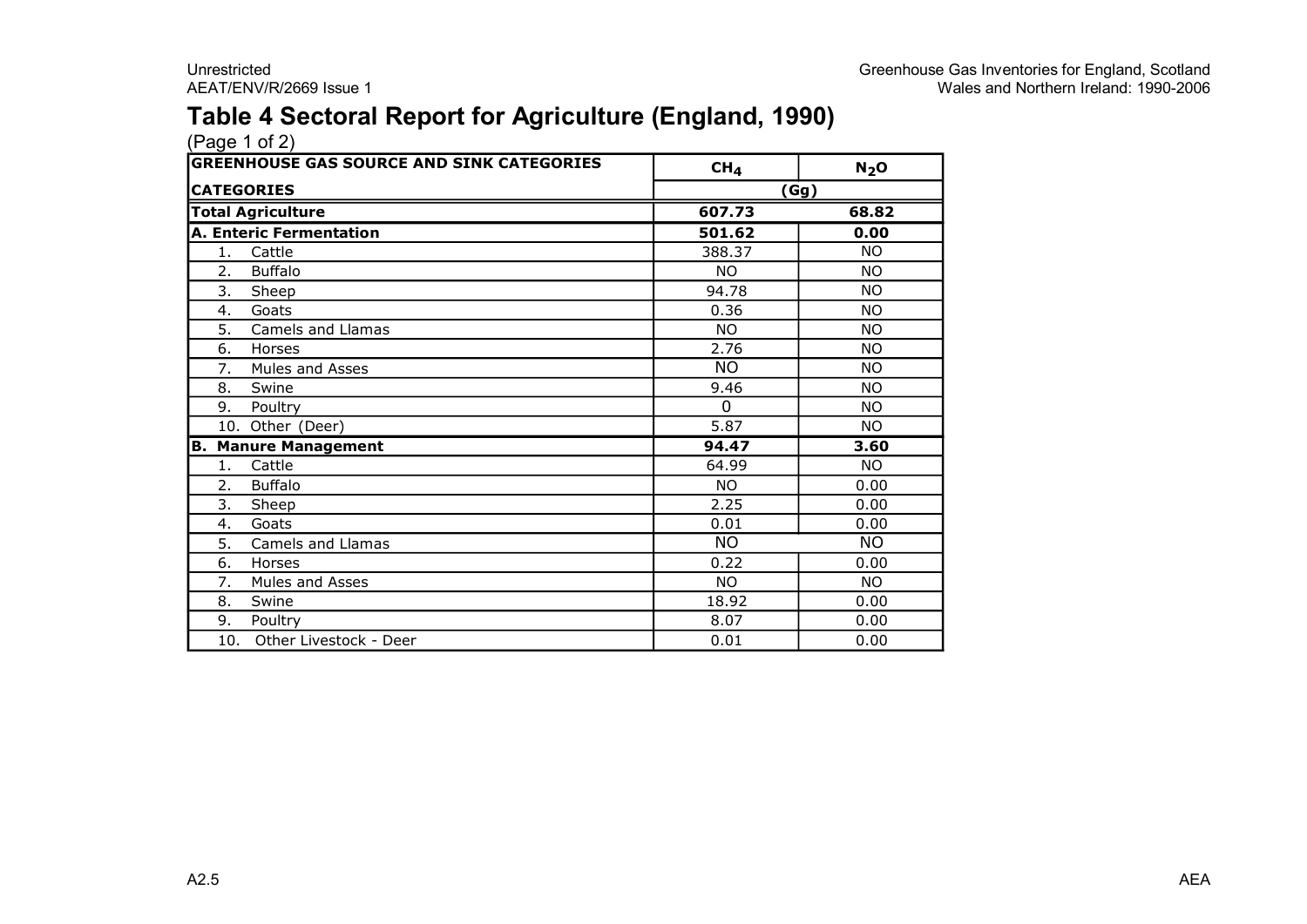# Table 4 Sectoral Report for Agriculture (England, 1990)

(Page 1 of 2)

| GREENHOUSE GAS SOURCE AND SINK CATEGORIES | $CH_4$ | $N_2O$ |
|---|---|---|
| **CATEGORIES** | **(Gg)** | |
| **Total Agriculture** | **607.73** | **68.82** |
| **A. Enteric Fermentation** | **501.62** | **0.00** |
| 1. Cattle | 388.37 | NO |
| 2. Buffalo | NO | NO |
| 3. Sheep | 94.78 | NO |
| 4. Goats | 0.36 | NO |
| 5. Camels and Llamas | NO | NO |
| 6. Horses | 2.76 | NO |
| 7. Mules and Asses | NO | NO |
| 8. Swine | 9.46 | NO |
| 9. Poultry | 0 | NO |
| 10. Other (Deer) | 5.87 | NO |
| **B. Manure Management** | **94.47** | **3.60** |
| 1. Cattle | 64.99 | NO |
| 2. Buffalo | NO | 0.00 |
| 3. Sheep | 2.25 | 0.00 |
| 4. Goats | 0.01 | 0.00 |
| 5. Camels and Llamas | NO | NO |
| 6. Horses | 0.22 | 0.00 |
| 7. Mules and Asses | NO | NO |
| 8. Swine | 18.92 | 0.00 |
| 9. Poultry | 8.07 | 0.00 |
| 10. Other Livestock - Deer | 0.01 | 0.00 |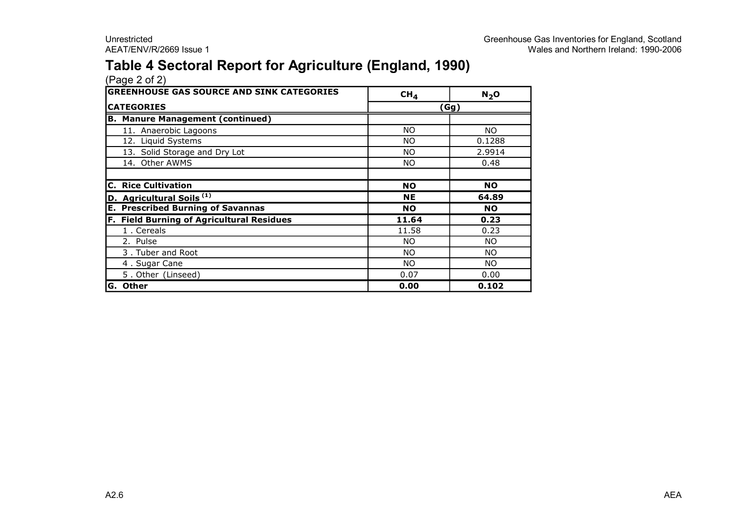# Table 4 Sectoral Report for Agriculture (England, 1990)

(Page 2 of 2)

| GREENHOUSE GAS SOURCE AND SINK CATEGORIES | $CH_4$ | $N_2O$ |
|---|---|---|
| **CATEGORIES** | (Gg) | |
| **B. Manure Management (continued)** | | |
| 11. Anaerobic Lagoons | NO | NO |
| 12. Liquid Systems | NO | 0.1288 |
| 13. Solid Storage and Dry Lot | NO | 2.9914 |
| 14. Other AWMS | NO | 0.48 |
| | | |
| **C. Rice Cultivation** | **NO** | **NO** |
| **D. Agricultural Soils [1]** | **NE** | **64.89** |
| **E. Prescribed Burning of Savannas** | **NO** | **NO** |
| **F. Field Burning of Agricultural Residues** | **11.64** | **0.23** |
| 1 . Cereals | 11.58 | 0.23 |
| 2. Pulse | NO | NO |
| 3 . Tuber and Root | NO | NO |
| 4 . Sugar Cane | NO | NO |
| 5 . Other (Linseed) | 0.07 | 0.00 |
| **G. Other** | **0.00** | **0.102** |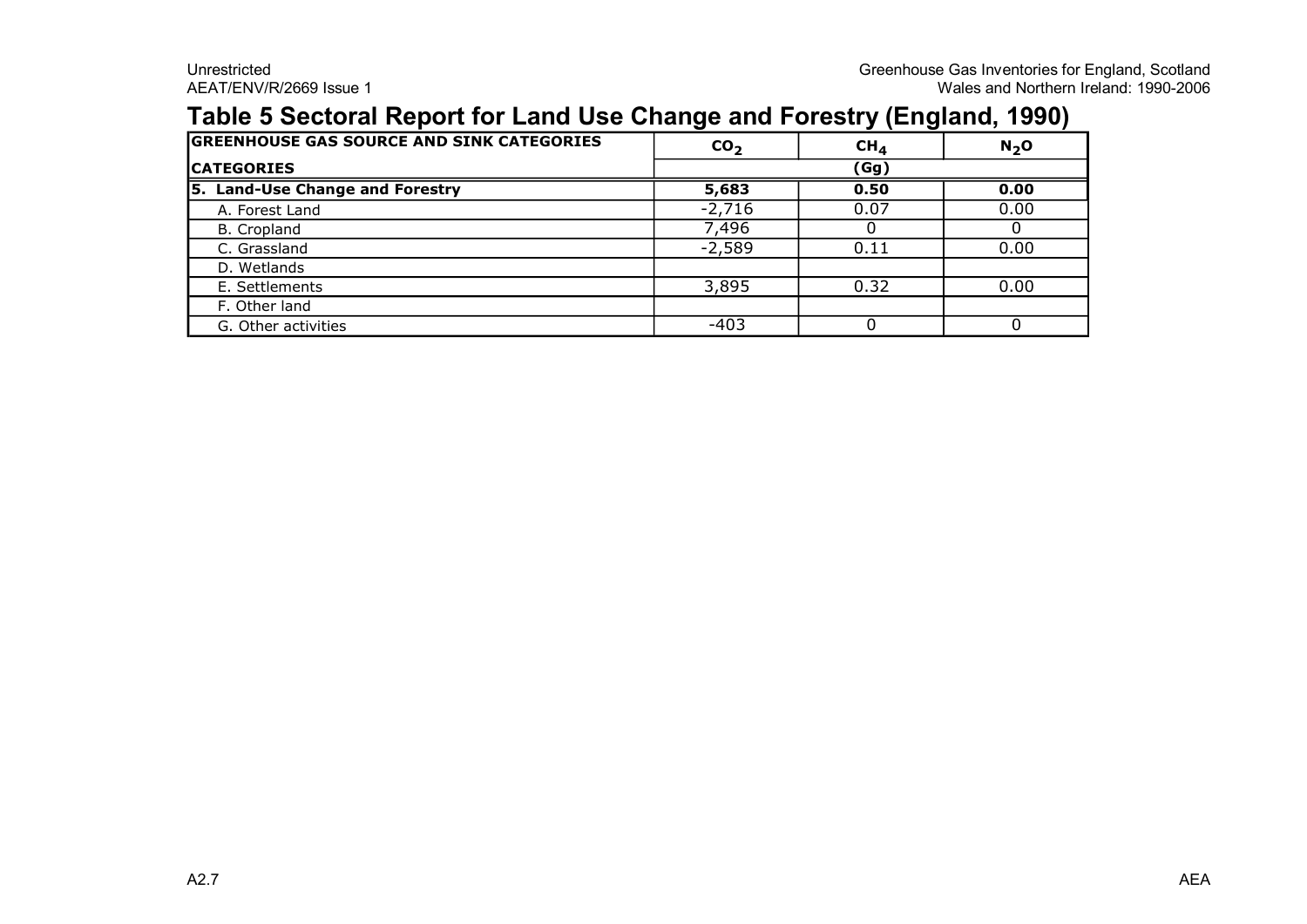## Table 5 Sectoral Report for Land Use Change and Forestry (England, 1990)

| GREENHOUSE GAS SOURCE AND SINK CATEGORIES | $CO_2$ | $CH_4$ | $N_2O$ |
|---|---|---|---|
| **CATEGORIES** | (Gg) | | |
| **5. Land-Use Change and Forestry** | **5,683** | **0.50** | **0.00** |
| A. Forest Land | -2,716 | 0.07 | 0.00 |
| B. Cropland | 7,496 | 0 | 0 |
| C. Grassland | -2,589 | 0.11 | 0.00 |
| D. Wetlands | | | |
| E. Settlements | 3,895 | 0.32 | 0.00 |
| F. Other land | | | |
| G. Other activities | -403 | 0 | 0 |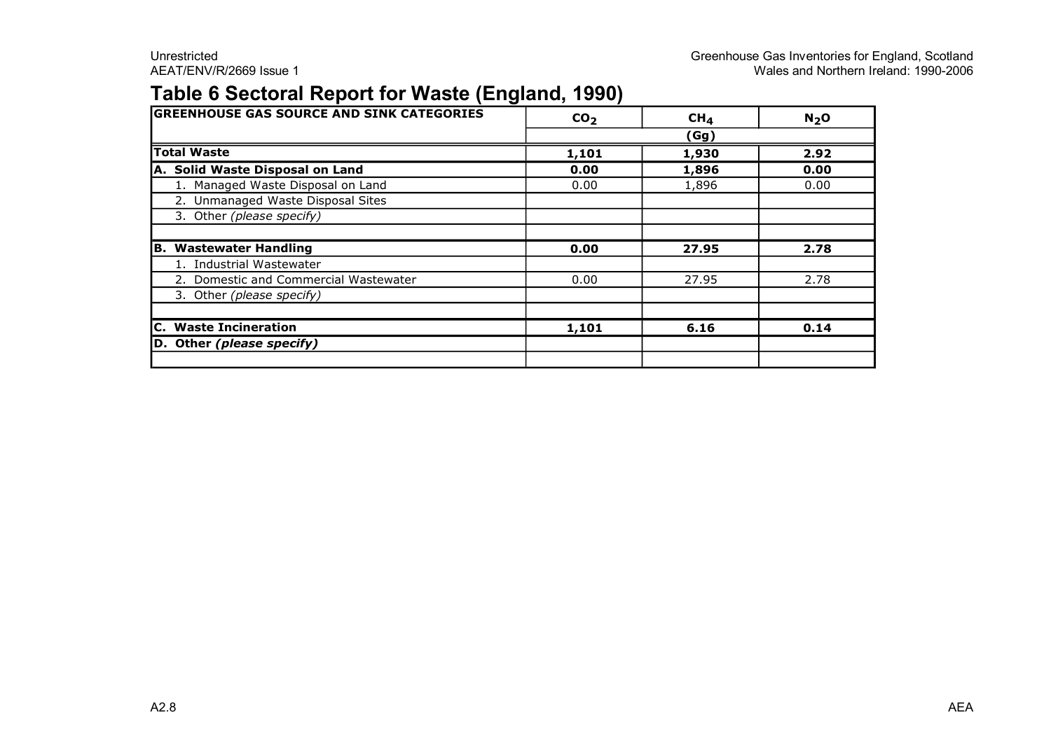# Table 6 Sectoral Report for Waste (England, 1990)

| GREENHOUSE GAS SOURCE AND SINK CATEGORIES | $CO_2$ | $CH_4$ | $N_2O$ |
|---|---|---|---|
| | | (Gg) | |
| **Total Waste** | **1,101** | **1,930** | **2.92** |
| **A. Solid Waste Disposal on Land** | **0.00** | **1,896** | **0.00** |
| 1. Managed Waste Disposal on Land | 0.00 | 1,896 | 0.00 |
| 2. Unmanaged Waste Disposal Sites | | | |
| 3. Other *(please specify)* | | | |
| | | | |
| **B. Wastewater Handling** | **0.00** | **27.95** | **2.78** |
| 1. Industrial Wastewater | | | |
| 2. Domestic and Commercial Wastewater | 0.00 | 27.95 | 2.78 |
| 3. Other *(please specify)* | | | |
| | | | |
| **C. Waste Incineration** | **1,101** | **6.16** | **0.14** |
| **D. Other *(please specify)*** | | | |
| | | | |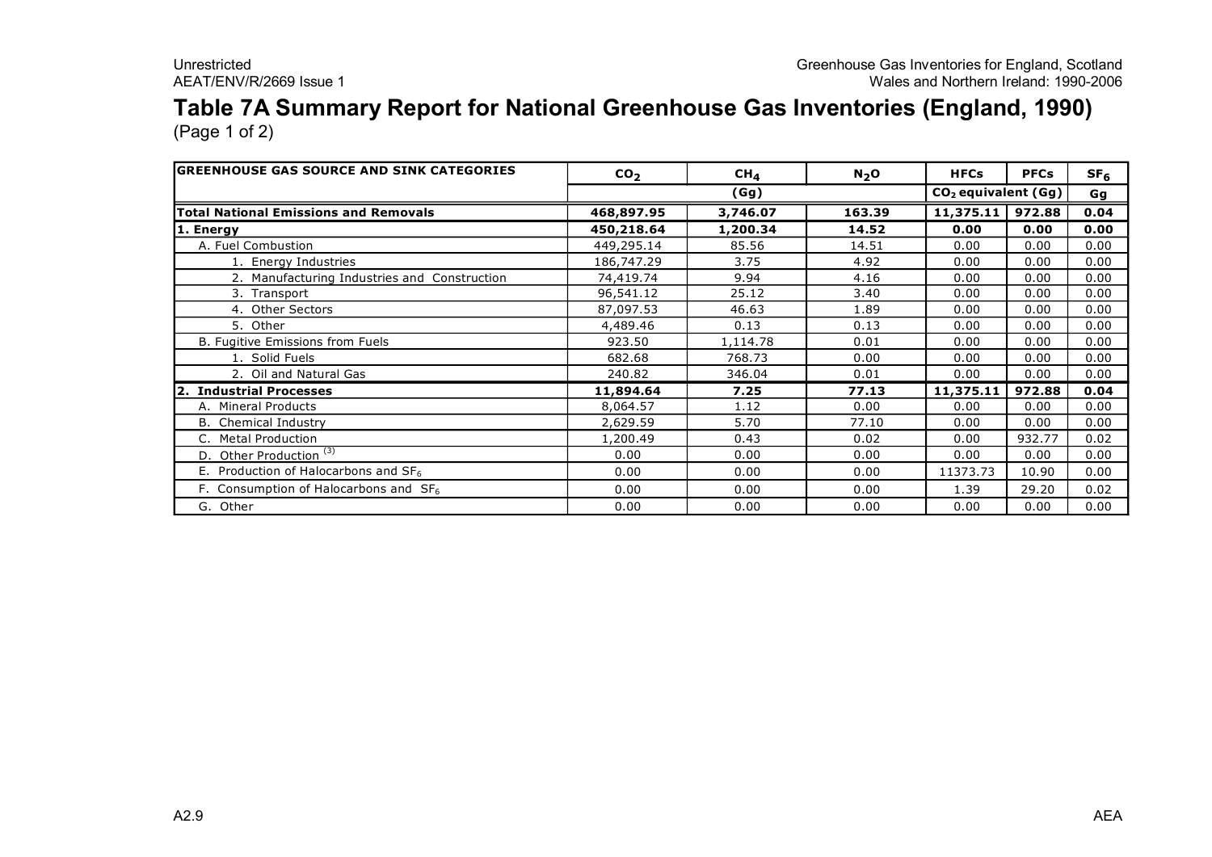# Table 7A Summary Report for National Greenhouse Gas Inventories (England, 1990)

(Page 1 of 2)

| GREENHOUSE GAS SOURCE AND SINK CATEGORIES | $CO_2$ | $CH_4$ | $N_2O$ | HFCs | PFCs | $SF_6$ |
|---|---|---|---|---|---|---|
| | (Gg) | | | $CO_2$ equivalent (Gg) | | Gg |
| **Total National Emissions and Removals** | **468,897.95** | **3,746.07** | **163.39** | **11,375.11** | **972.88** | **0.04** |
| **1. Energy** | **450,218.64** | **1,200.34** | **14.52** | **0.00** | **0.00** | **0.00** |
| A. Fuel Combustion | 449,295.14 | 85.56 | 14.51 | 0.00 | 0.00 | 0.00 |
| 1. Energy Industries | 186,747.29 | 3.75 | 4.92 | 0.00 | 0.00 | 0.00 |
| 2. Manufacturing Industries and Construction | 74,419.74 | 9.94 | 4.16 | 0.00 | 0.00 | 0.00 |
| 3. Transport | 96,541.12 | 25.12 | 3.40 | 0.00 | 0.00 | 0.00 |
| 4. Other Sectors | 87,097.53 | 46.63 | 1.89 | 0.00 | 0.00 | 0.00 |
| 5. Other | 4,489.46 | 0.13 | 0.13 | 0.00 | 0.00 | 0.00 |
| B. Fugitive Emissions from Fuels | 923.50 | 1,114.78 | 0.01 | 0.00 | 0.00 | 0.00 |
| 1. Solid Fuels | 682.68 | 768.73 | 0.00 | 0.00 | 0.00 | 0.00 |
| 2. Oil and Natural Gas | 240.82 | 346.04 | 0.01 | 0.00 | 0.00 | 0.00 |
| **2. Industrial Processes** | **11,894.64** | **7.25** | **77.13** | **11,375.11** | **972.88** | **0.04** |
| A. Mineral Products | 8,064.57 | 1.12 | 0.00 | 0.00 | 0.00 | 0.00 |
| B. Chemical Industry | 2,629.59 | 5.70 | 77.10 | 0.00 | 0.00 | 0.00 |
| C. Metal Production | 1,200.49 | 0.43 | 0.02 | 0.00 | 932.77 | 0.02 |
| D. Other Production [(3)] | 0.00 | 0.00 | 0.00 | 0.00 | 0.00 | 0.00 |
| E. Production of Halocarbons and $SF_6$ | 0.00 | 0.00 | 0.00 | 11373.73 | 10.90 | 0.00 |
| F. Consumption of Halocarbons and $SF_6$ | 0.00 | 0.00 | 0.00 | 1.39 | 29.20 | 0.02 |
| G. Other | 0.00 | 0.00 | 0.00 | 0.00 | 0.00 | 0.00 |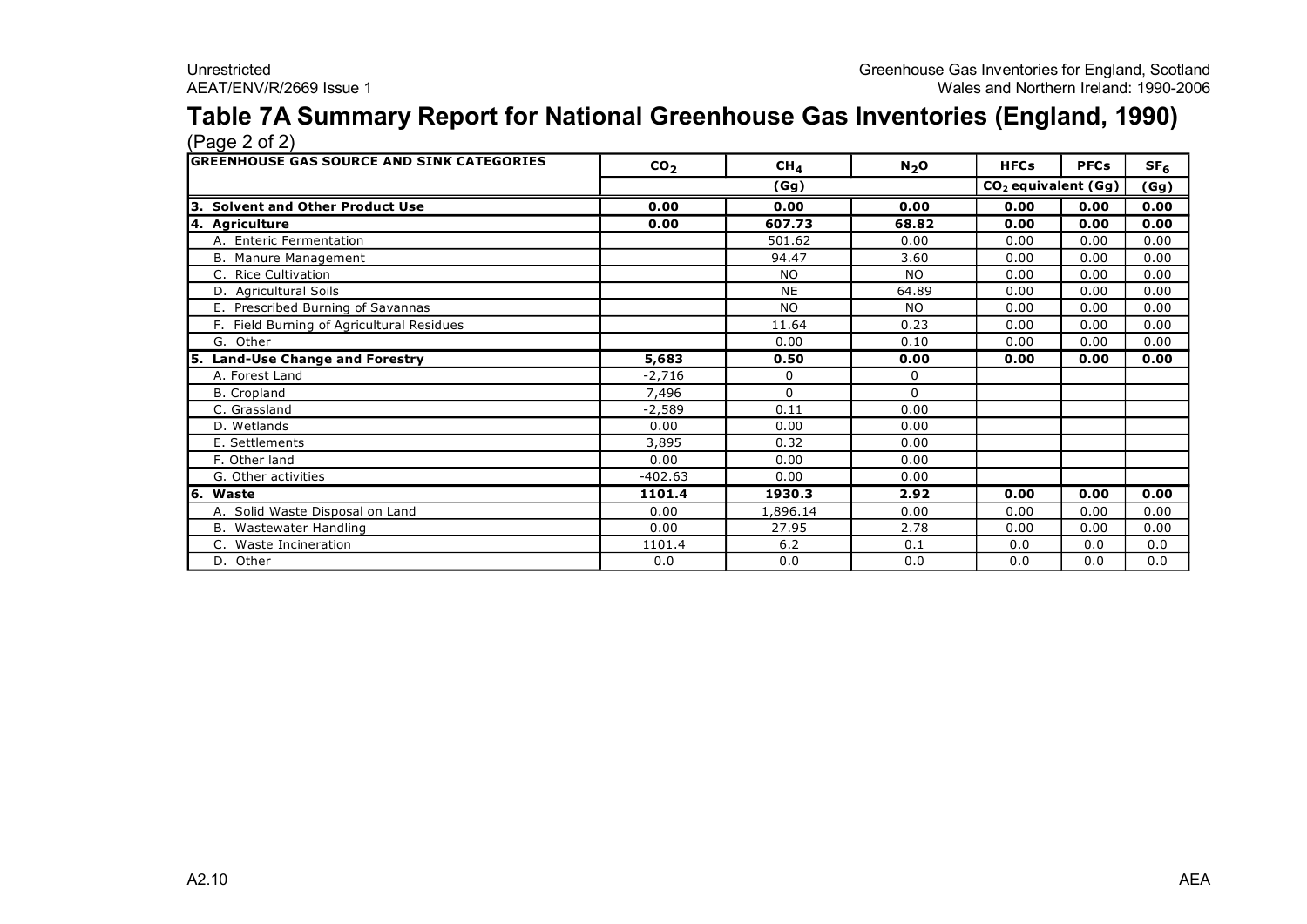# Table 7A Summary Report for National Greenhouse Gas Inventories (England, 1990)

(Page 2 of 2)

| GREENHOUSE GAS SOURCE AND SINK CATEGORIES | $CO_2$ | $CH_4$ | $N_2O$ | HFCs | PFCs | $SF_6$ |
|---|---|---|---|---|---|---|
| | (Gg) | | | $CO_2$ equivalent (Gg) | | (Gg) |
| **3. Solvent and Other Product Use** | **0.00** | **0.00** | **0.00** | **0.00** | **0.00** | **0.00** |
| **4. Agriculture** | **0.00** | **607.73** | **68.82** | **0.00** | **0.00** | **0.00** |
| A. Enteric Fermentation | | 501.62 | 0.00 | 0.00 | 0.00 | 0.00 |
| B. Manure Management | | 94.47 | 3.60 | 0.00 | 0.00 | 0.00 |
| C. Rice Cultivation | | NO | NO | 0.00 | 0.00 | 0.00 |
| D. Agricultural Soils | | NE | 64.89 | 0.00 | 0.00 | 0.00 |
| E. Prescribed Burning of Savannas | | NO | NO | 0.00 | 0.00 | 0.00 |
| F. Field Burning of Agricultural Residues | | 11.64 | 0.23 | 0.00 | 0.00 | 0.00 |
| G. Other | | 0.00 | 0.10 | 0.00 | 0.00 | 0.00 |
| **5. Land-Use Change and Forestry** | **5,683** | **0.50** | **0.00** | **0.00** | **0.00** | **0.00** |
| A. Forest Land | -2,716 | 0 | 0 | | | |
| B. Cropland | 7,496 | 0 | 0 | | | |
| C. Grassland | -2,589 | 0.11 | 0.00 | | | |
| D. Wetlands | 0.00 | 0.00 | 0.00 | | | |
| E. Settlements | 3,895 | 0.32 | 0.00 | | | |
| F. Other land | 0.00 | 0.00 | 0.00 | | | |
| G. Other activities | -402.63 | 0.00 | 0.00 | | | |
| **6. Waste** | **1101.4** | **1930.3** | **2.92** | **0.00** | **0.00** | **0.00** |
| A. Solid Waste Disposal on Land | 0.00 | 1,896.14 | 0.00 | 0.00 | 0.00 | 0.00 |
| B. Wastewater Handling | 0.00 | 27.95 | 2.78 | 0.00 | 0.00 | 0.00 |
| C. Waste Incineration | 1101.4 | 6.2 | 0.1 | 0.0 | 0.0 | 0.0 |
| D. Other | 0.0 | 0.0 | 0.0 | 0.0 | 0.0 | 0.0 |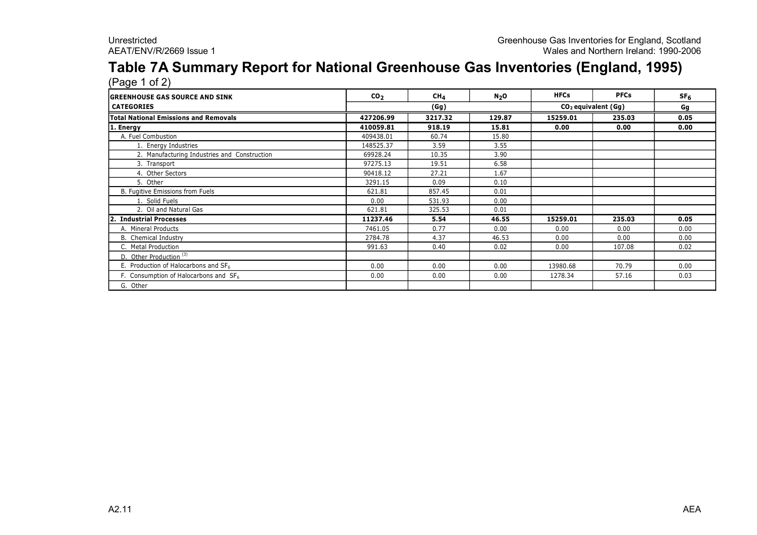# Table 7A Summary Report for National Greenhouse Gas Inventories (England, 1995)

(Page 1 of 2)

| GREENHOUSE GAS SOURCE AND SINK CATEGORIES | $CO_2$ | $CH_4$ | $N_2O$ | HFCs | PFCs | $SF_6$ |
|---|---|---|---|---|---|---|
| | (Gg) | | | $CO_2$ equivalent (Gg) | | Gg |
| **Total National Emissions and Removals** | **427206.99** | **3217.32** | **129.87** | **15259.01** | **235.03** | **0.05** |
| **1. Energy** | **410059.81** | **918.19** | **15.81** | **0.00** | **0.00** | **0.00** |
| A. Fuel Combustion | 409438.01 | 60.74 | 15.80 | | | |
| 1. Energy Industries | 148525.37 | 3.59 | 3.55 | | | |
| 2. Manufacturing Industries and Construction | 69928.24 | 10.35 | 3.90 | | | |
| 3. Transport | 97275.13 | 19.51 | 6.58 | | | |
| 4. Other Sectors | 90418.12 | 27.21 | 1.67 | | | |
| 5. Other | 3291.15 | 0.09 | 0.10 | | | |
| B. Fugitive Emissions from Fuels | 621.81 | 857.45 | 0.01 | | | |
| 1. Solid Fuels | 0.00 | 531.93 | 0.00 | | | |
| 2. Oil and Natural Gas | 621.81 | 325.53 | 0.01 | | | |
| **2. Industrial Processes** | **11237.46** | **5.54** | **46.55** | **15259.01** | **235.03** | **0.05** |
| A. Mineral Products | 7461.05 | 0.77 | 0.00 | 0.00 | 0.00 | 0.00 |
| B. Chemical Industry | 2784.78 | 4.37 | 46.53 | 0.00 | 0.00 | 0.00 |
| C. Metal Production | 991.63 | 0.40 | 0.02 | 0.00 | 107.08 | 0.02 |
| D. Other Production [3] | | | | | | |
| E. Production of Halocarbons and $SF_6$ | 0.00 | 0.00 | 0.00 | 13980.68 | 70.79 | 0.00 |
| F. Consumption of Halocarbons and $SF_6$ | 0.00 | 0.00 | 0.00 | 1278.34 | 57.16 | 0.03 |
| G. Other | | | | | | |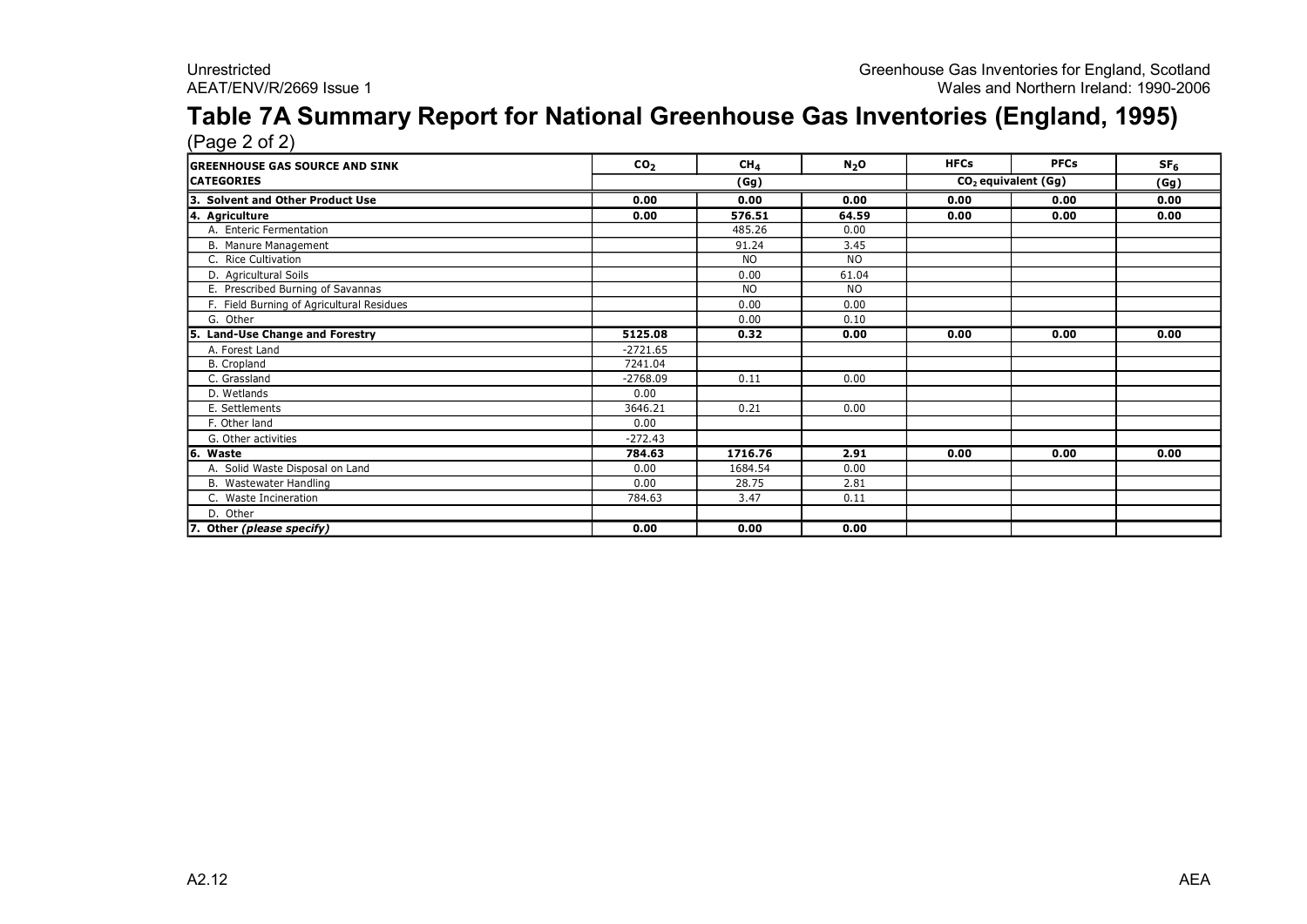# Table 7A Summary Report for National Greenhouse Gas Inventories (England, 1995)

(Page 2 of 2)

| GREENHOUSE GAS SOURCE AND SINK CATEGORIES | $CO_2$ | $CH_4$ | $N_2O$ | HFCs | PFCs | $SF_6$ |
|---|---|---|---|---|---|---|
| | (Gg) | | | $CO_2$ equivalent (Gg) | | (Gg) |
| **3. Solvent and Other Product Use** | **0.00** | **0.00** | **0.00** | **0.00** | **0.00** | **0.00** |
| **4. Agriculture** | **0.00** | **576.51** | **64.59** | **0.00** | **0.00** | **0.00** |
| A. Enteric Fermentation | | 485.26 | 0.00 | | | |
| B. Manure Management | | 91.24 | 3.45 | | | |
| C. Rice Cultivation | | NO | NO | | | |
| D. Agricultural Soils | | 0.00 | 61.04 | | | |
| E. Prescribed Burning of Savannas | | NO | NO | | | |
| F. Field Burning of Agricultural Residues | | 0.00 | 0.00 | | | |
| G. Other | | 0.00 | 0.10 | | | |
| **5. Land-Use Change and Forestry** | **5125.08** | **0.32** | **0.00** | **0.00** | **0.00** | **0.00** |
| A. Forest Land | -2721.65 | | | | | |
| B. Cropland | 7241.04 | | | | | |
| C. Grassland | -2768.09 | 0.11 | 0.00 | | | |
| D. Wetlands | 0.00 | | | | | |
| E. Settlements | 3646.21 | 0.21 | 0.00 | | | |
| F. Other land | 0.00 | | | | | |
| G. Other activities | -272.43 | | | | | |
| **6. Waste** | **784.63** | **1716.76** | **2.91** | **0.00** | **0.00** | **0.00** |
| A. Solid Waste Disposal on Land | 0.00 | 1684.54 | 0.00 | | | |
| B. Wastewater Handling | 0.00 | 28.75 | 2.81 | | | |
| C. Waste Incineration | 784.63 | 3.47 | 0.11 | | | |
| D. Other | | | | | | |
| **7. Other *(please specify)*** | **0.00** | **0.00** | **0.00** | | | |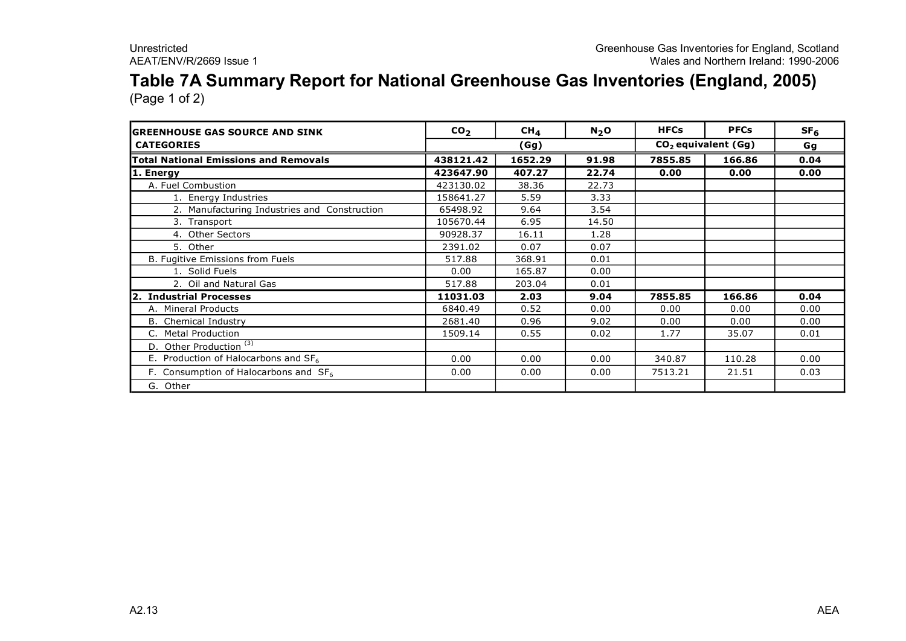# Table 7A Summary Report for National Greenhouse Gas Inventories (England, 2005)

(Page 1 of 2)

| GREENHOUSE GAS SOURCE AND SINK CATEGORIES | $CO_2$ | $CH_4$ | $N_2O$ | HFCs | PFCs | $SF_6$ |
|---|---|---|---|---|---|---|
| | (Gg) | | | $CO_2$ equivalent (Gg) | | Gg |
| **Total National Emissions and Removals** | **438121.42** | **1652.29** | **91.98** | **7855.85** | **166.86** | **0.04** |
| **1. Energy** | **423647.90** | **407.27** | **22.74** | **0.00** | **0.00** | **0.00** |
| A. Fuel Combustion | 423130.02 | 38.36 | 22.73 | | | |
| 1. Energy Industries | 158641.27 | 5.59 | 3.33 | | | |
| 2. Manufacturing Industries and Construction | 65498.92 | 9.64 | 3.54 | | | |
| 3. Transport | 105670.44 | 6.95 | 14.50 | | | |
| 4. Other Sectors | 90928.37 | 16.11 | 1.28 | | | |
| 5. Other | 2391.02 | 0.07 | 0.07 | | | |
| B. Fugitive Emissions from Fuels | 517.88 | 368.91 | 0.01 | | | |
| 1. Solid Fuels | 0.00 | 165.87 | 0.00 | | | |
| 2. Oil and Natural Gas | 517.88 | 203.04 | 0.01 | | | |
| **2. Industrial Processes** | **11031.03** | **2.03** | **9.04** | **7855.85** | **166.86** | **0.04** |
| A. Mineral Products | 6840.49 | 0.52 | 0.00 | 0.00 | 0.00 | 0.00 |
| B. Chemical Industry | 2681.40 | 0.96 | 9.02 | 0.00 | 0.00 | 0.00 |
| C. Metal Production | 1509.14 | 0.55 | 0.02 | 1.77 | 35.07 | 0.01 |
| D. Other Production [(3)] | | | | | | |
| E. Production of Halocarbons and $SF_6$ | 0.00 | 0.00 | 0.00 | 340.87 | 110.28 | 0.00 |
| F. Consumption of Halocarbons and $SF_6$ | 0.00 | 0.00 | 0.00 | 7513.21 | 21.51 | 0.03 |
| G. Other | | | | | | |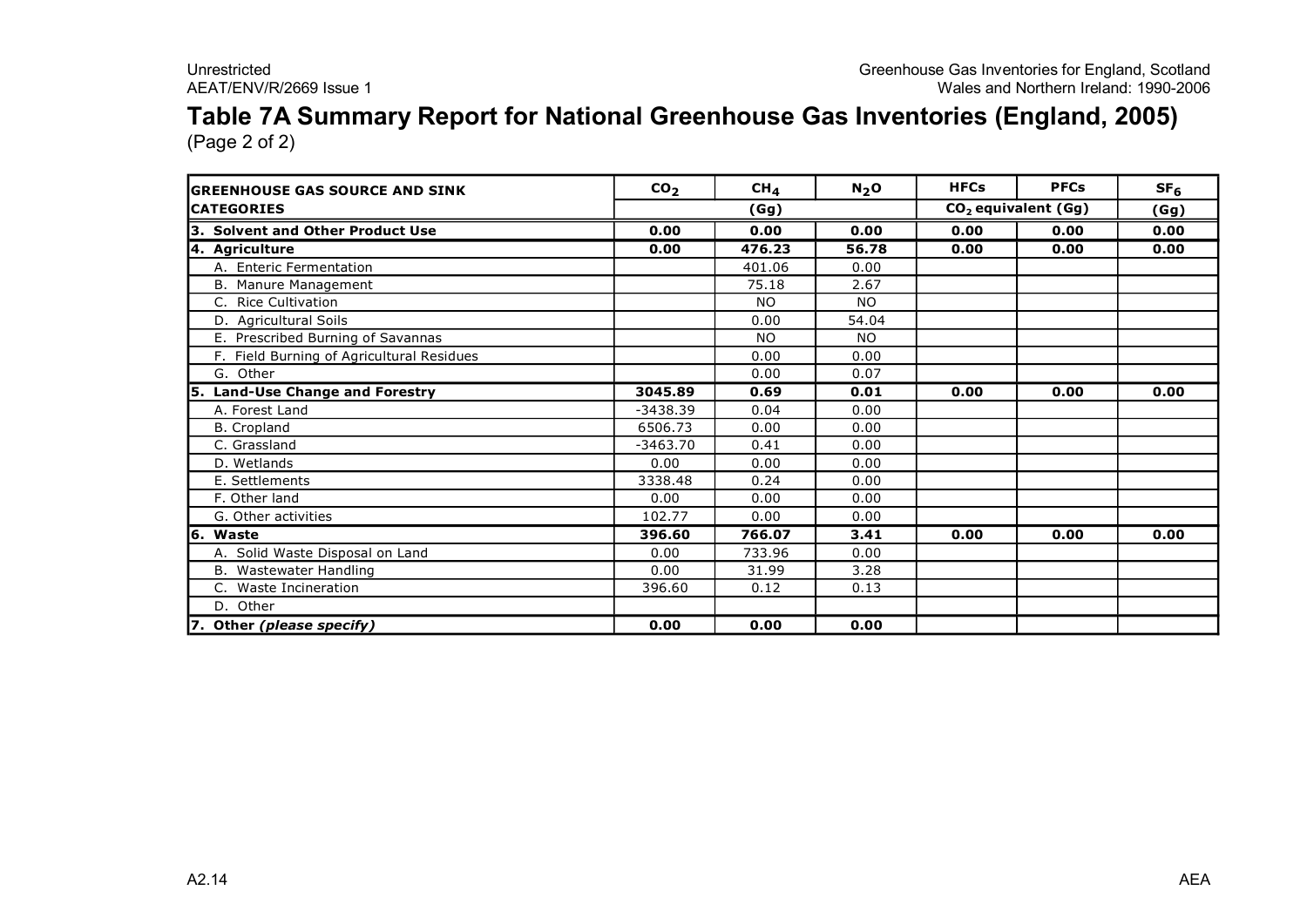# Table 7A Summary Report for National Greenhouse Gas Inventories (England, 2005)

(Page 2 of 2)

| GREENHOUSE GAS SOURCE AND SINK CATEGORIES | $CO_2$ | $CH_4$ | $N_2O$ | HFCs | PFCs | $SF_6$ |
|---|---|---|---|---|---|---|
| | (Gg) | | | $CO_2$ equivalent (Gg) | | (Gg) |
| **3. Solvent and Other Product Use** | **0.00** | **0.00** | **0.00** | **0.00** | **0.00** | **0.00** |
| **4. Agriculture** | **0.00** | **476.23** | **56.78** | **0.00** | **0.00** | **0.00** |
| A. Enteric Fermentation | | 401.06 | 0.00 | | | |
| B. Manure Management | | 75.18 | 2.67 | | | |
| C. Rice Cultivation | | NO | NO | | | |
| D. Agricultural Soils | | 0.00 | 54.04 | | | |
| E. Prescribed Burning of Savannas | | NO | NO | | | |
| F. Field Burning of Agricultural Residues | | 0.00 | 0.00 | | | |
| G. Other | | 0.00 | 0.07 | | | |
| **5. Land-Use Change and Forestry** | **3045.89** | **0.69** | **0.01** | **0.00** | **0.00** | **0.00** |
| A. Forest Land | -3438.39 | 0.04 | 0.00 | | | |
| B. Cropland | 6506.73 | 0.00 | 0.00 | | | |
| C. Grassland | -3463.70 | 0.41 | 0.00 | | | |
| D. Wetlands | 0.00 | 0.00 | 0.00 | | | |
| E. Settlements | 3338.48 | 0.24 | 0.00 | | | |
| F. Other land | 0.00 | 0.00 | 0.00 | | | |
| G. Other activities | 102.77 | 0.00 | 0.00 | | | |
| **6. Waste** | **396.60** | **766.07** | **3.41** | **0.00** | **0.00** | **0.00** |
| A. Solid Waste Disposal on Land | 0.00 | 733.96 | 0.00 | | | |
| B. Wastewater Handling | 0.00 | 31.99 | 3.28 | | | |
| C. Waste Incineration | 396.60 | 0.12 | 0.13 | | | |
| D. Other | | | | | | |
| **7. Other *(please specify)*** | **0.00** | **0.00** | **0.00** | | | |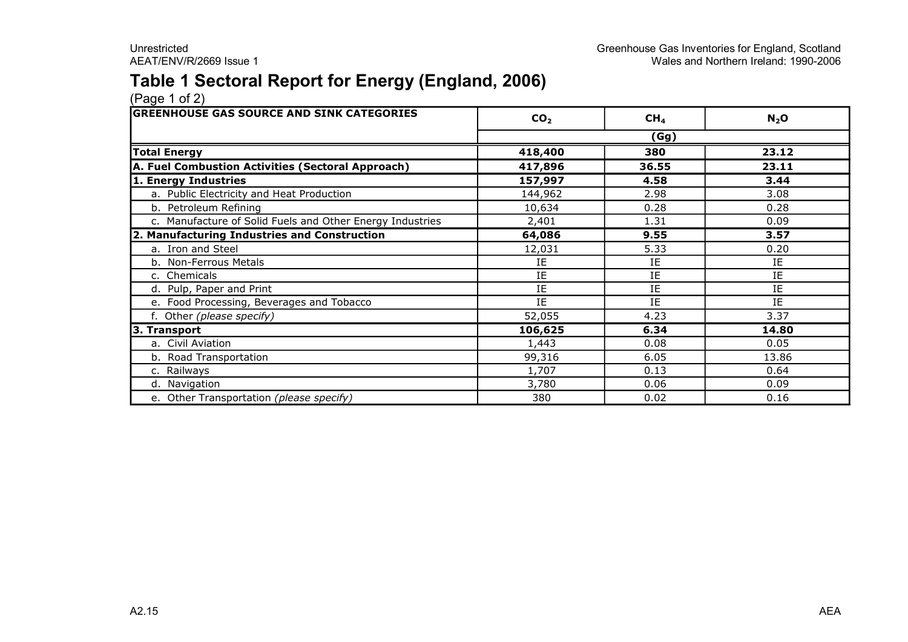# Table 1 Sectoral Report for Energy (England, 2006)

(Page 1 of 2)

| GREENHOUSE GAS SOURCE AND SINK CATEGORIES | $CO_2$ | $CH_4$ | $N_2O$ |
|---|---|---|---|
| | (Gg) | | |
| **Total Energy** | **418,400** | **380** | **23.12** |
| **A. Fuel Combustion Activities (Sectoral Approach)** | **417,896** | **36.55** | **23.11** |
| **1. Energy Industries** | **157,997** | **4.58** | **3.44** |
| a. Public Electricity and Heat Production | 144,962 | 2.98 | 3.08 |
| b. Petroleum Refining | 10,634 | 0.28 | 0.28 |
| c. Manufacture of Solid Fuels and Other Energy Industries | 2,401 | 1.31 | 0.09 |
| **2. Manufacturing Industries and Construction** | **64,086** | **9.55** | **3.57** |
| a. Iron and Steel | 12,031 | 5.33 | 0.20 |
| b. Non-Ferrous Metals | IE | IE | IE |
| c. Chemicals | IE | IE | IE |
| d. Pulp, Paper and Print | IE | IE | IE |
| e. Food Processing, Beverages and Tobacco | IE | IE | IE |
| f. Other *(please specify)* | 52,055 | 4.23 | 3.37 |
| **3. Transport** | **106,625** | **6.34** | **14.80** |
| a. Civil Aviation | 1,443 | 0.08 | 0.05 |
| b. Road Transportation | 99,316 | 6.05 | 13.86 |
| c. Railways | 1,707 | 0.13 | 0.64 |
| d. Navigation | 3,780 | 0.06 | 0.09 |
| e. Other Transportation *(please specify)* | 380 | 0.02 | 0.16 |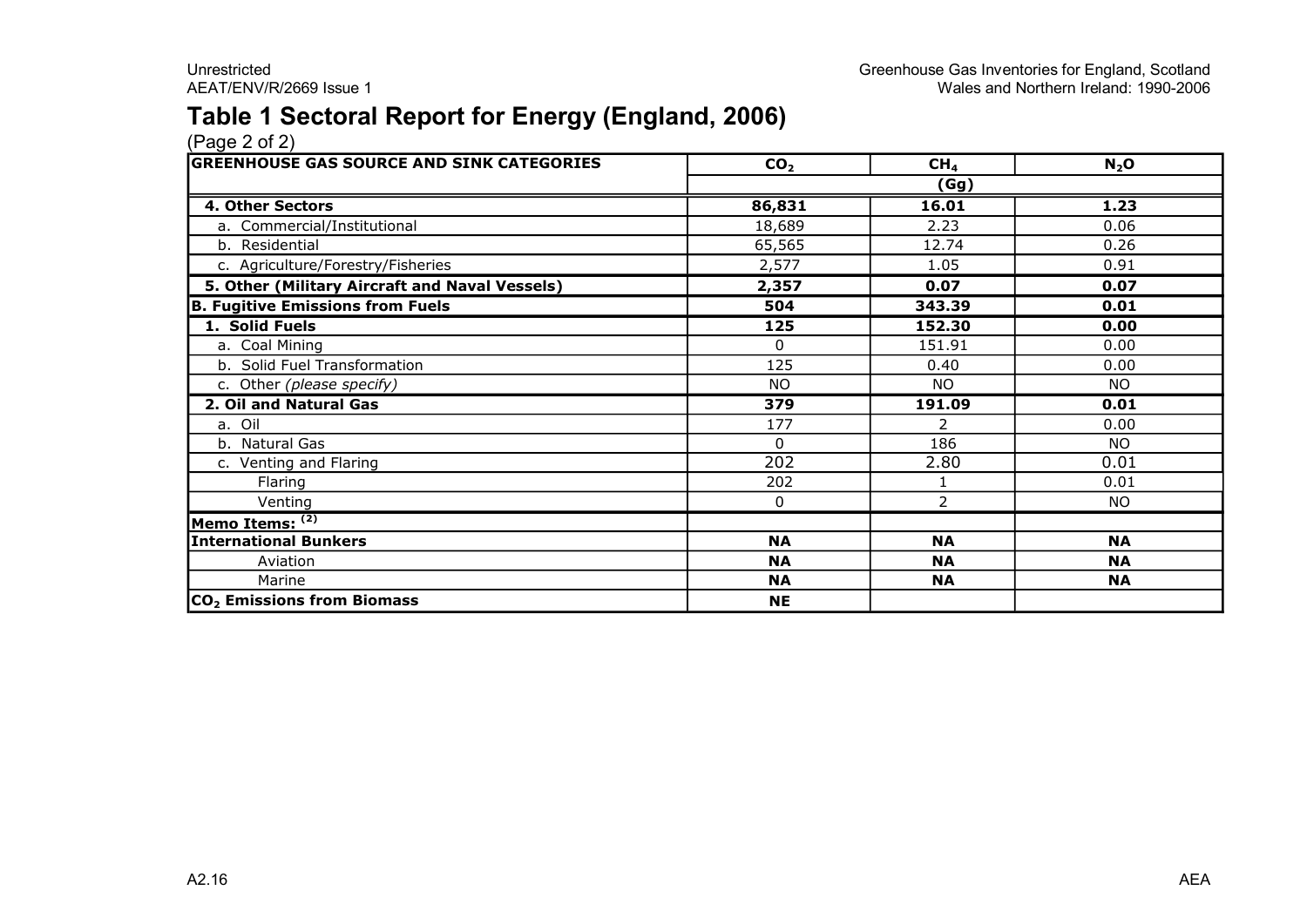# Table 1 Sectoral Report for Energy (England, 2006)

(Page 2 of 2)

| GREENHOUSE GAS SOURCE AND SINK CATEGORIES | $CO_2$ | $CH_4$ | $N_2O$ |
|---|---|---|---|
| | | (Gg) | |
| **4. Other Sectors** | **86,831** | **16.01** | **1.23** |
| a. Commercial/Institutional | 18,689 | 2.23 | 0.06 |
| b. Residential | 65,565 | 12.74 | 0.26 |
| c. Agriculture/Forestry/Fisheries | 2,577 | 1.05 | 0.91 |
| **5. Other (Military Aircraft and Naval Vessels)** | **2,357** | **0.07** | **0.07** |
| **B. Fugitive Emissions from Fuels** | **504** | **343.39** | **0.01** |
| **1. Solid Fuels** | **125** | **152.30** | **0.00** |
| a. Coal Mining | 0 | 151.91 | 0.00 |
| b. Solid Fuel Transformation | 125 | 0.40 | 0.00 |
| c. Other *(please specify)* | NO | NO | NO |
| **2. Oil and Natural Gas** | **379** | **191.09** | **0.01** |
| a. Oil | 177 | 2 | 0.00 |
| b. Natural Gas | 0 | 186 | NO |
| c. Venting and Flaring | 202 | 2.80 | 0.01 |
| Flaring | 202 | 1 | 0.01 |
| Venting | 0 | 2 | NO |
| **Memo Items:** [(2)] | | | |
| **International Bunkers** | **NA** | **NA** | **NA** |
| Aviation | **NA** | **NA** | **NA** |
| Marine | **NA** | **NA** | **NA** |
| **$CO_2$ Emissions from Biomass** | **NE** | | |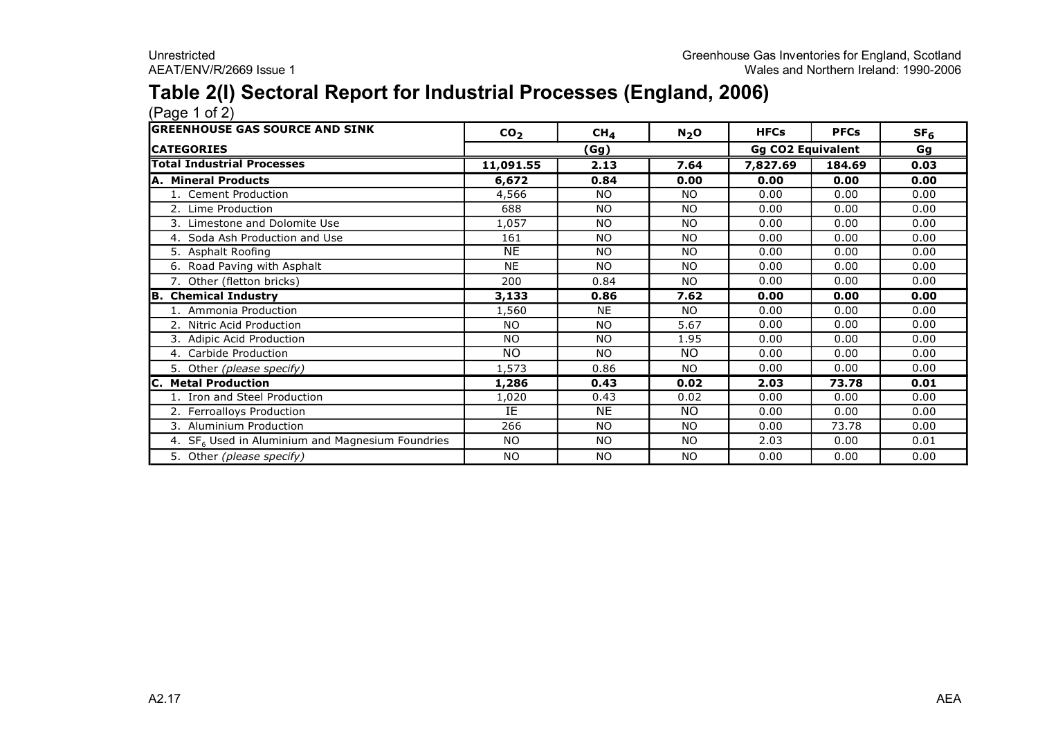# Table 2(I) Sectoral Report for Industrial Processes (England, 2006)

(Page 1 of 2)

| GREENHOUSE GAS SOURCE AND SINK | $CO_2$ | $CH_4$ | $N_2O$ | HFCs | PFCs | $SF_6$ |
|---|---|---|---|---|---|---|
| CATEGORIES | (Gg) | | | Gg CO2 Equivalent | | Gg |
| **Total Industrial Processes** | **11,091.55** | **2.13** | **7.64** | **7,827.69** | **184.69** | **0.03** |
| **A. Mineral Products** | **6,672** | **0.84** | **0.00** | **0.00** | **0.00** | **0.00** |
| 1. Cement Production | 4,566 | NO | NO | 0.00 | 0.00 | 0.00 |
| 2. Lime Production | 688 | NO | NO | 0.00 | 0.00 | 0.00 |
| 3. Limestone and Dolomite Use | 1,057 | NO | NO | 0.00 | 0.00 | 0.00 |
| 4. Soda Ash Production and Use | 161 | NO | NO | 0.00 | 0.00 | 0.00 |
| 5. Asphalt Roofing | NE | NO | NO | 0.00 | 0.00 | 0.00 |
| 6. Road Paving with Asphalt | NE | NO | NO | 0.00 | 0.00 | 0.00 |
| 7. Other (fletton bricks) | 200 | 0.84 | NO | 0.00 | 0.00 | 0.00 |
| **B. Chemical Industry** | **3,133** | **0.86** | **7.62** | **0.00** | **0.00** | **0.00** |
| 1. Ammonia Production | 1,560 | NE | NO | 0.00 | 0.00 | 0.00 |
| 2. Nitric Acid Production | NO | NO | 5.67 | 0.00 | 0.00 | 0.00 |
| 3. Adipic Acid Production | NO | NO | 1.95 | 0.00 | 0.00 | 0.00 |
| 4. Carbide Production | NO | NO | NO | 0.00 | 0.00 | 0.00 |
| 5. Other *(please specify)* | 1,573 | 0.86 | NO | 0.00 | 0.00 | 0.00 |
| **C. Metal Production** | **1,286** | **0.43** | **0.02** | **2.03** | **73.78** | **0.01** |
| 1. Iron and Steel Production | 1,020 | 0.43 | 0.02 | 0.00 | 0.00 | 0.00 |
| 2. Ferroalloys Production | IE | NE | NO | 0.00 | 0.00 | 0.00 |
| 3. Aluminium Production | 266 | NO | NO | 0.00 | 73.78 | 0.00 |
| 4. $SF_6$ Used in Aluminium and Magnesium Foundries | NO | NO | NO | 2.03 | 0.00 | 0.01 |
| 5. Other *(please specify)* | NO | NO | NO | 0.00 | 0.00 | 0.00 |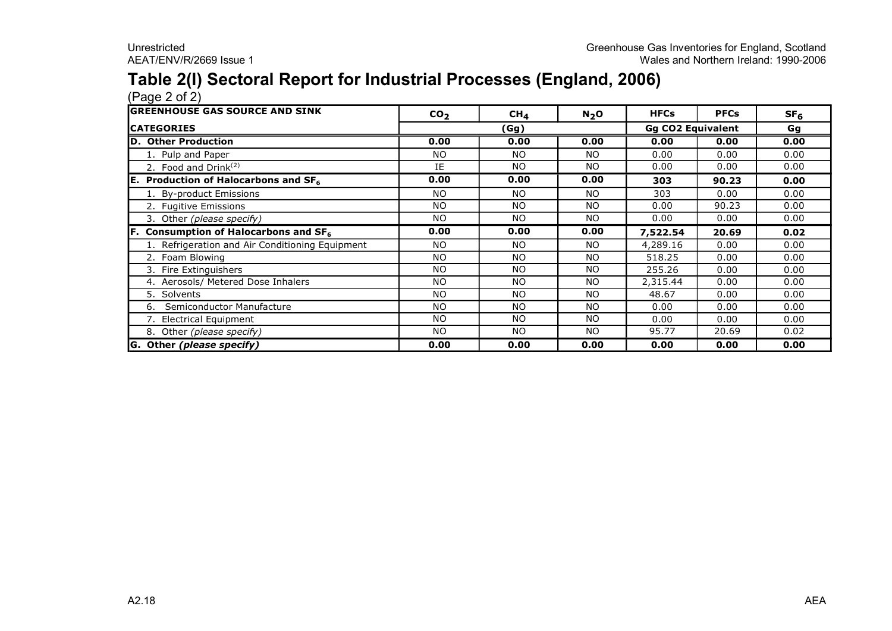## Table 2(I) Sectoral Report for Industrial Processes (England, 2006)

(Page 2 of 2)

| GREENHOUSE GAS SOURCE AND SINK | $CO_2$ | $CH_4$ | $N_2O$ | HFCs | PFCs | $SF_6$ |
|---|---|---|---|---|---|---|
| CATEGORIES | (Gg) | | | Gg CO2 Equivalent | | Gg |
| **D. Other Production** | **0.00** | **0.00** | **0.00** | **0.00** | **0.00** | **0.00** |
| 1. Pulp and Paper | NO | NO | NO | 0.00 | 0.00 | 0.00 |
| 2. Food and Drink[(2)] | IE | NO | NO | 0.00 | 0.00 | 0.00 |
| **E. Production of Halocarbons and $SF_6$** | **0.00** | **0.00** | **0.00** | **303** | **90.23** | **0.00** |
| 1. By-product Emissions | NO | NO | NO | 303 | 0.00 | 0.00 |
| 2. Fugitive Emissions | NO | NO | NO | 0.00 | 90.23 | 0.00 |
| 3. Other *(please specify)* | NO | NO | NO | 0.00 | 0.00 | 0.00 |
| **F. Consumption of Halocarbons and $SF_6$** | **0.00** | **0.00** | **0.00** | **7,522.54** | **20.69** | **0.02** |
| 1. Refrigeration and Air Conditioning Equipment | NO | NO | NO | 4,289.16 | 0.00 | 0.00 |
| 2. Foam Blowing | NO | NO | NO | 518.25 | 0.00 | 0.00 |
| 3. Fire Extinguishers | NO | NO | NO | 255.26 | 0.00 | 0.00 |
| 4. Aerosols/ Metered Dose Inhalers | NO | NO | NO | 2,315.44 | 0.00 | 0.00 |
| 5. Solvents | NO | NO | NO | 48.67 | 0.00 | 0.00 |
| 6. Semiconductor Manufacture | NO | NO | NO | 0.00 | 0.00 | 0.00 |
| 7. Electrical Equipment | NO | NO | NO | 0.00 | 0.00 | 0.00 |
| 8. Other *(please specify)* | NO | NO | NO | 95.77 | 20.69 | 0.02 |
| **G. Other *(please specify)*** | **0.00** | **0.00** | **0.00** | **0.00** | **0.00** | **0.00** |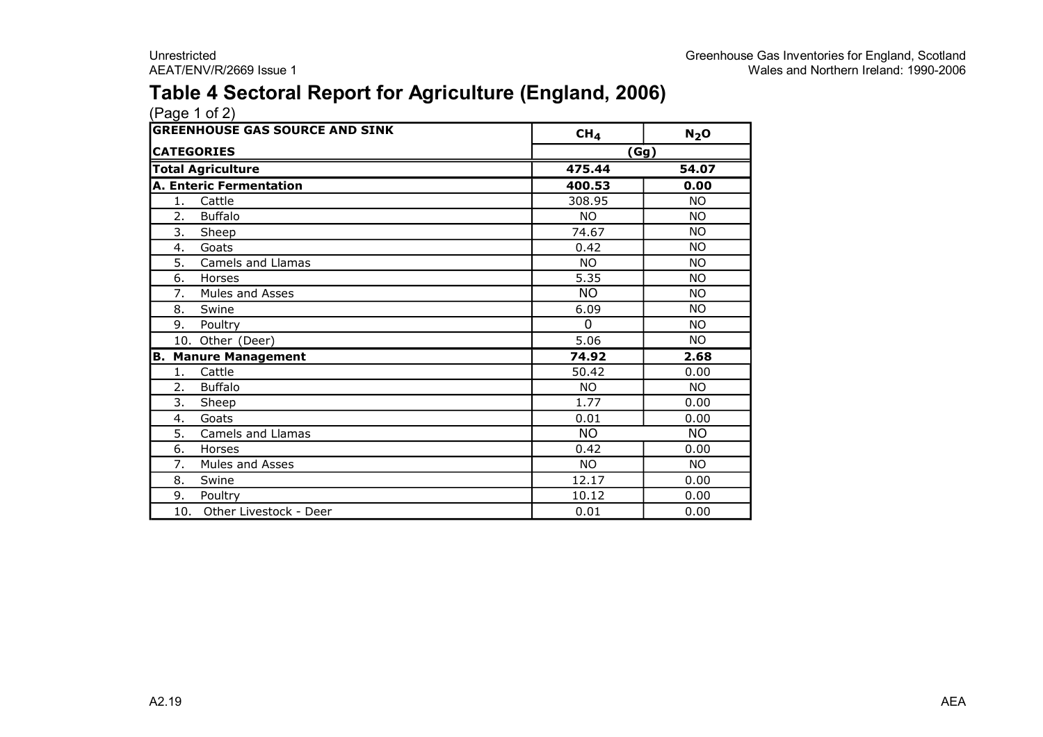# Table 4 Sectoral Report for Agriculture (England, 2006)

(Page 1 of 2)

| GREENHOUSE GAS SOURCE AND SINK CATEGORIES | $CH_4$ | $N_2O$ |
|---|---|---|
| | (Gg) | |
| **Total Agriculture** | **475.44** | **54.07** |
| **A. Enteric Fermentation** | **400.53** | **0.00** |
| 1. Cattle | 308.95 | NO |
| 2. Buffalo | NO | NO |
| 3. Sheep | 74.67 | NO |
| 4. Goats | 0.42 | NO |
| 5. Camels and Llamas | NO | NO |
| 6. Horses | 5.35 | NO |
| 7. Mules and Asses | NO | NO |
| 8. Swine | 6.09 | NO |
| 9. Poultry | 0 | NO |
| 10. Other (Deer) | 5.06 | NO |
| **B. Manure Management** | **74.92** | **2.68** |
| 1. Cattle | 50.42 | 0.00 |
| 2. Buffalo | NO | NO |
| 3. Sheep | 1.77 | 0.00 |
| 4. Goats | 0.01 | 0.00 |
| 5. Camels and Llamas | NO | NO |
| 6. Horses | 0.42 | 0.00 |
| 7. Mules and Asses | NO | NO |
| 8. Swine | 12.17 | 0.00 |
| 9. Poultry | 10.12 | 0.00 |
| 10. Other Livestock - Deer | 0.01 | 0.00 |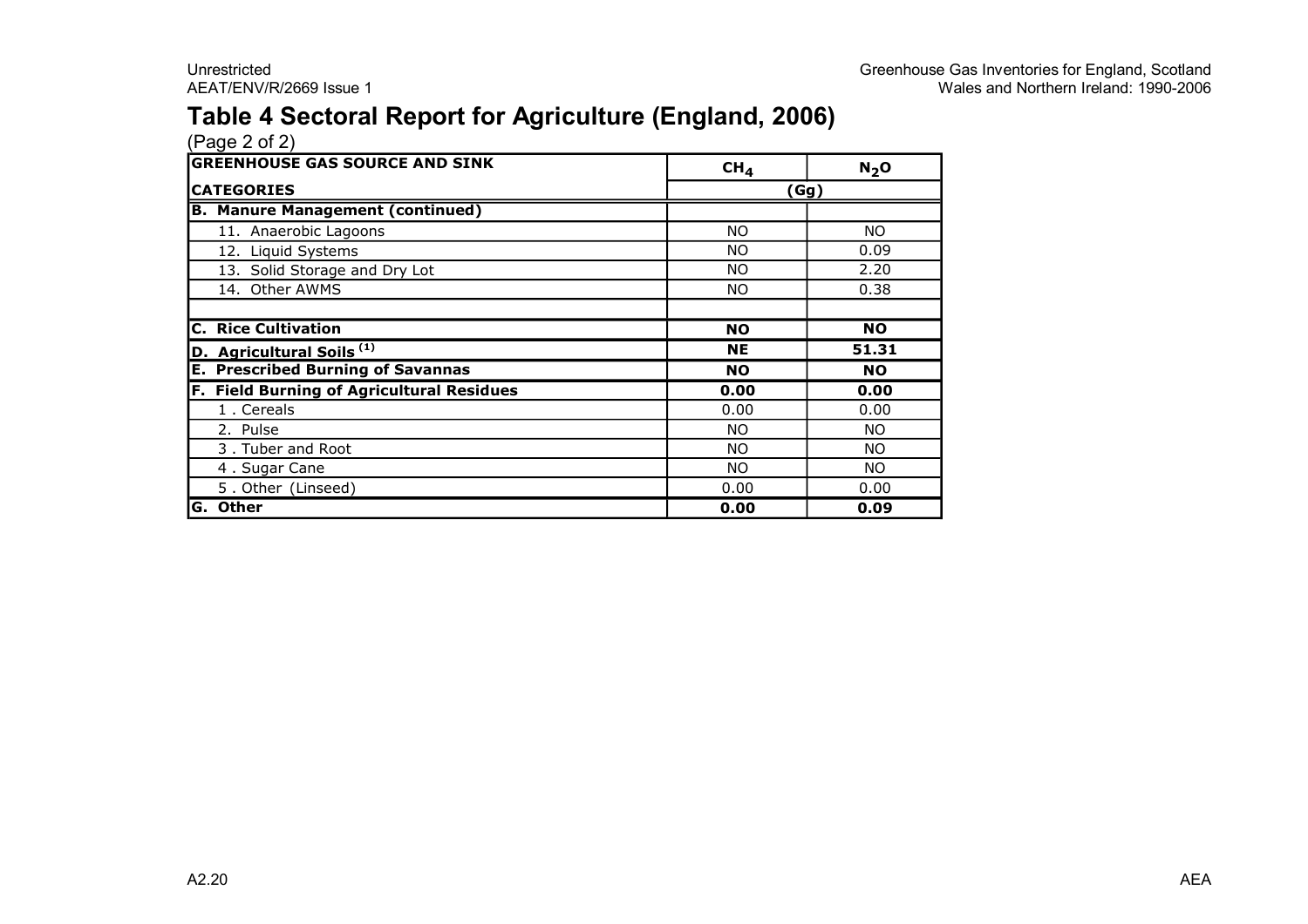# Table 4 Sectoral Report for Agriculture (England, 2006)

(Page 2 of 2)

| GREENHOUSE GAS SOURCE AND SINK CATEGORIES | $CH_4$ | $N_2O$ |
|---|---|---|
| | (Gg) | |
| **B. Manure Management (continued)** | | |
| 11. Anaerobic Lagoons | NO | NO |
| 12. Liquid Systems | NO | 0.09 |
| 13. Solid Storage and Dry Lot | NO | 2.20 |
| 14. Other AWMS | NO | 0.38 |
| | | |
| **C. Rice Cultivation** | **NO** | **NO** |
| **D. Agricultural Soils (1)** | **NE** | **51.31** |
| **E. Prescribed Burning of Savannas** | **NO** | **NO** |
| **F. Field Burning of Agricultural Residues** | **0.00** | **0.00** |
| 1 . Cereals | 0.00 | 0.00 |
| 2. Pulse | NO | NO |
| 3 . Tuber and Root | NO | NO |
| 4 . Sugar Cane | NO | NO |
| 5 . Other (Linseed) | 0.00 | 0.00 |
| **G. Other** | **0.00** | **0.09** |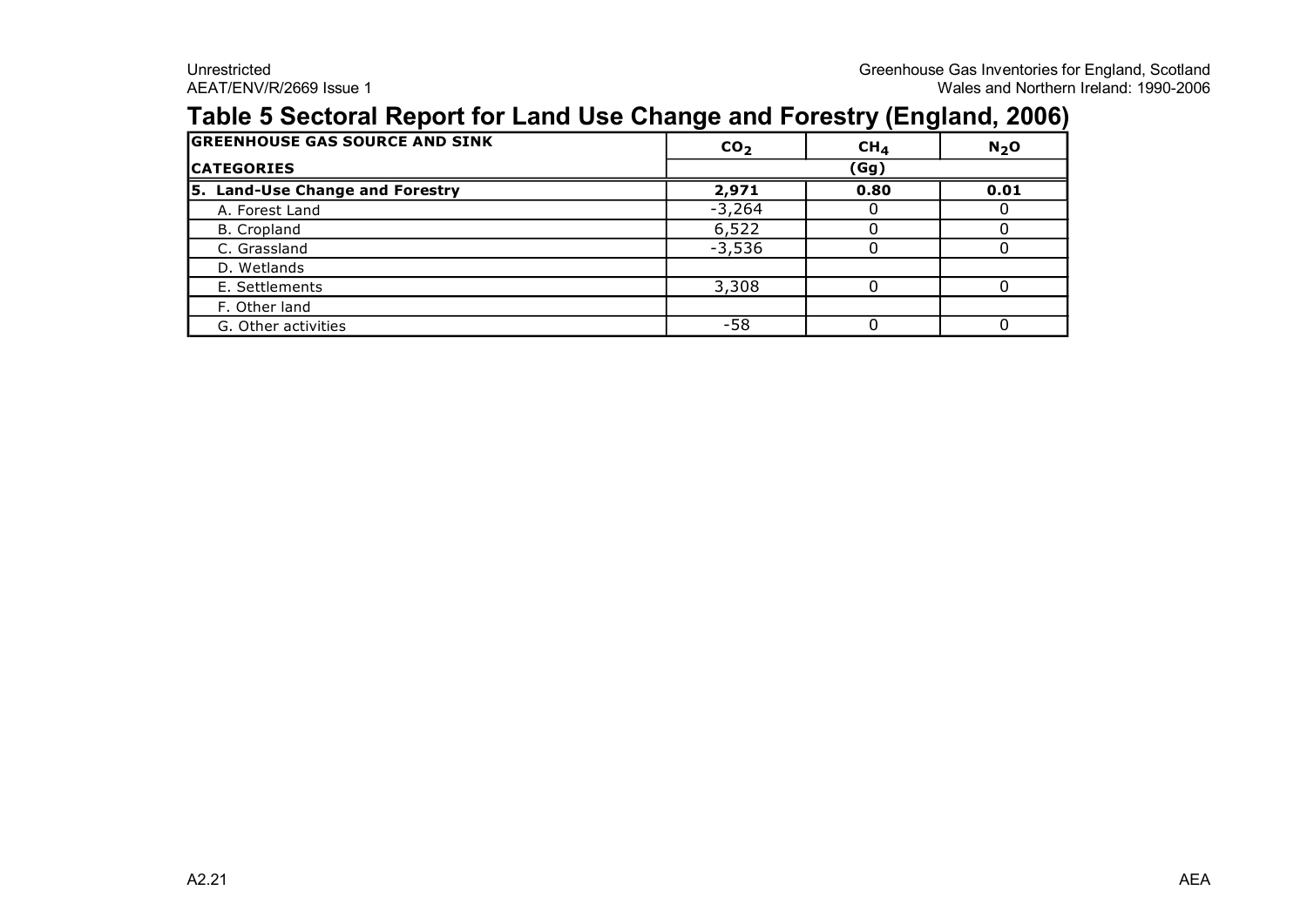## Table 5 Sectoral Report for Land Use Change and Forestry (England, 2006)

| GREENHOUSE GAS SOURCE AND SINK CATEGORIES | $CO_2$ | $CH_4$ | $N_2O$ |
|---|---|---|---|
| | (Gg) | | |
| **5. Land-Use Change and Forestry** | **2,971** | **0.80** | **0.01** |
| A. Forest Land | -3,264 | 0 | 0 |
| B. Cropland | 6,522 | 0 | 0 |
| C. Grassland | -3,536 | 0 | 0 |
| D. Wetlands | | | |
| E. Settlements | 3,308 | 0 | 0 |
| F. Other land | | | |
| G. Other activities | -58 | 0 | 0 |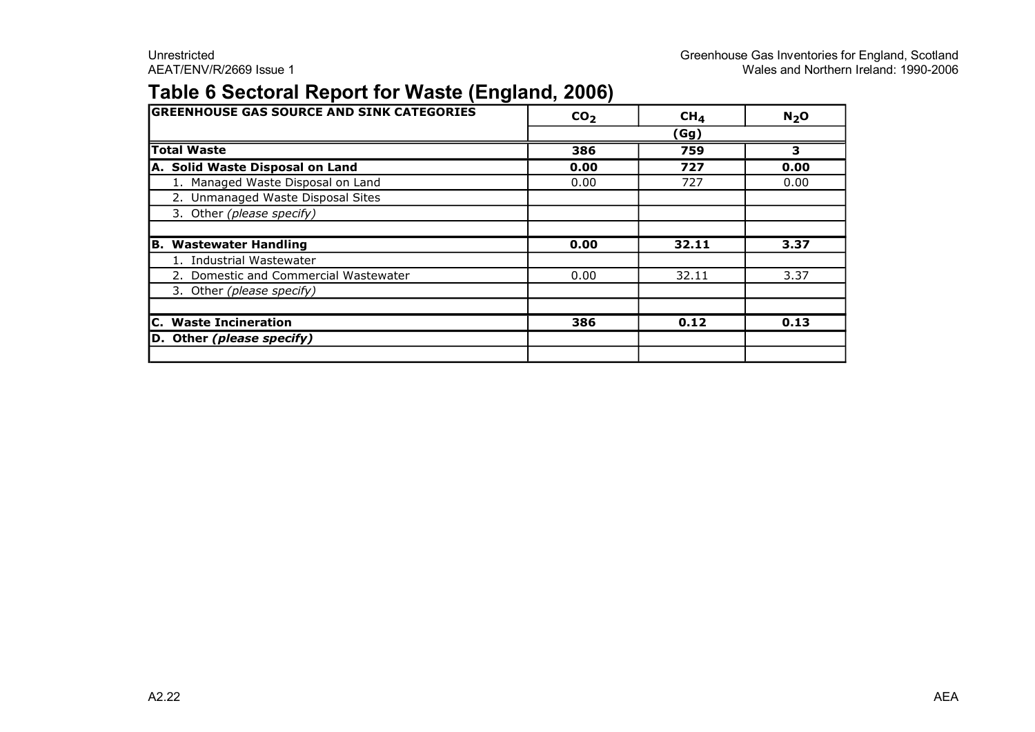# Table 6 Sectoral Report for Waste (England, 2006)

| GREENHOUSE GAS SOURCE AND SINK CATEGORIES | $CO_2$ | $CH_4$ | $N_2O$ |
|---|---|---|---|
| | | (Gg) | |
| **Total Waste** | **386** | **759** | **3** |
| **A. Solid Waste Disposal on Land** | **0.00** | **727** | **0.00** |
| 1. Managed Waste Disposal on Land | 0.00 | 727 | 0.00 |
| 2. Unmanaged Waste Disposal Sites | | | |
| 3. Other *(please specify)* | | | |
| | | | |
| **B. Wastewater Handling** | **0.00** | **32.11** | **3.37** |
| 1. Industrial Wastewater | | | |
| 2. Domestic and Commercial Wastewater | 0.00 | 32.11 | 3.37 |
| 3. Other *(please specify)* | | | |
| | | | |
| **C. Waste Incineration** | **386** | **0.12** | **0.13** |
| **D. Other *(please specify)*** | | | |
| | | | |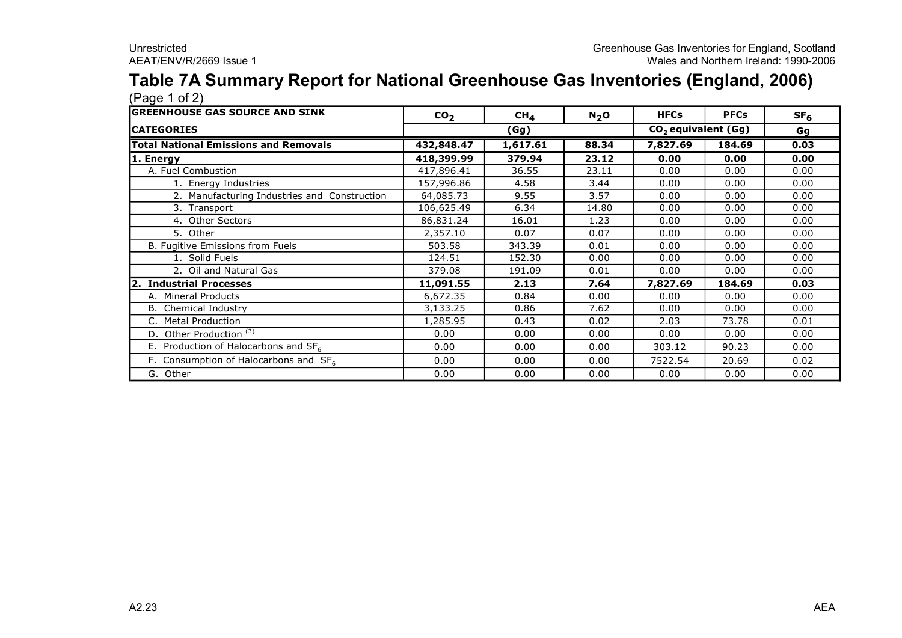# Table 7A Summary Report for National Greenhouse Gas Inventories (England, 2006)

(Page 1 of 2)

| GREENHOUSE GAS SOURCE AND SINK | $CO_2$ | $CH_4$ | $N_2O$ | HFCs | PFCs | $SF_6$ |
|---|---|---|---|---|---|---|
| CATEGORIES | (Gg) | | | $CO_2$ equivalent (Gg) | | Gg |
| **Total National Emissions and Removals** | **432,848.47** | **1,617.61** | **88.34** | **7,827.69** | **184.69** | **0.03** |
| **1. Energy** | **418,399.99** | **379.94** | **23.12** | **0.00** | **0.00** | **0.00** |
| A. Fuel Combustion | 417,896.41 | 36.55 | 23.11 | 0.00 | 0.00 | 0.00 |
| 1. Energy Industries | 157,996.86 | 4.58 | 3.44 | 0.00 | 0.00 | 0.00 |
| 2. Manufacturing Industries and Construction | 64,085.73 | 9.55 | 3.57 | 0.00 | 0.00 | 0.00 |
| 3. Transport | 106,625.49 | 6.34 | 14.80 | 0.00 | 0.00 | 0.00 |
| 4. Other Sectors | 86,831.24 | 16.01 | 1.23 | 0.00 | 0.00 | 0.00 |
| 5. Other | 2,357.10 | 0.07 | 0.07 | 0.00 | 0.00 | 0.00 |
| B. Fugitive Emissions from Fuels | 503.58 | 343.39 | 0.01 | 0.00 | 0.00 | 0.00 |
| 1. Solid Fuels | 124.51 | 152.30 | 0.00 | 0.00 | 0.00 | 0.00 |
| 2. Oil and Natural Gas | 379.08 | 191.09 | 0.01 | 0.00 | 0.00 | 0.00 |
| **2. Industrial Processes** | **11,091.55** | **2.13** | **7.64** | **7,827.69** | **184.69** | **0.03** |
| A. Mineral Products | 6,672.35 | 0.84 | 0.00 | 0.00 | 0.00 | 0.00 |
| B. Chemical Industry | 3,133.25 | 0.86 | 7.62 | 0.00 | 0.00 | 0.00 |
| C. Metal Production | 1,285.95 | 0.43 | 0.02 | 2.03 | 73.78 | 0.01 |
| D. Other Production [(3)] | 0.00 | 0.00 | 0.00 | 0.00 | 0.00 | 0.00 |
| E. Production of Halocarbons and $SF_6$ | 0.00 | 0.00 | 0.00 | 303.12 | 90.23 | 0.00 |
| F. Consumption of Halocarbons and $SF_6$ | 0.00 | 0.00 | 0.00 | 7522.54 | 20.69 | 0.02 |
| G. Other | 0.00 | 0.00 | 0.00 | 0.00 | 0.00 | 0.00 |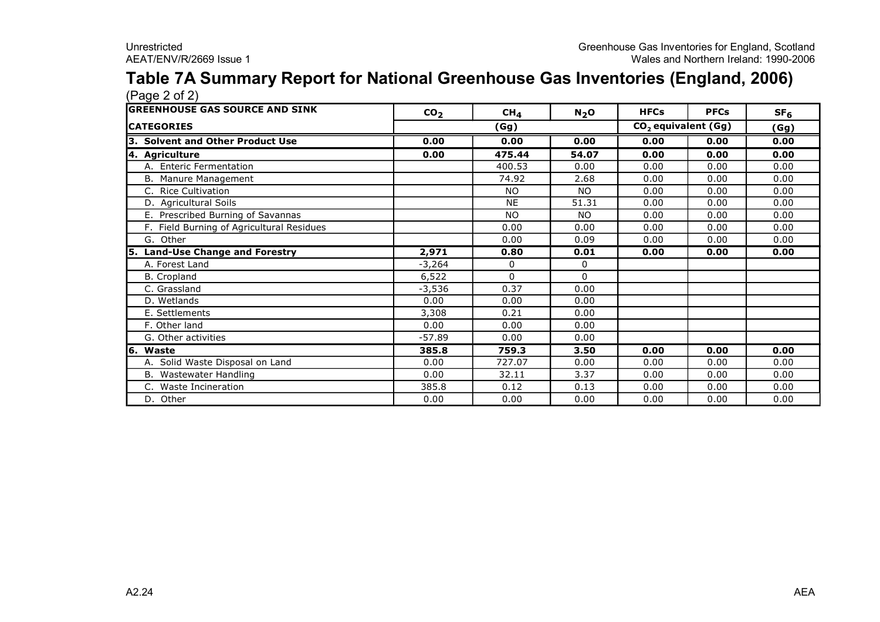# Table 7A Summary Report for National Greenhouse Gas Inventories (England, 2006)

(Page 2 of 2)

| GREENHOUSE GAS SOURCE AND SINK | $CO_2$ | $CH_4$ | $N_2O$ | HFCs | PFCs | $SF_6$ |
|---|---|---|---|---|---|---|
| CATEGORIES | (Gg) | | | $CO_2$ equivalent (Gg) | | (Gg) |
| **3. Solvent and Other Product Use** | **0.00** | **0.00** | **0.00** | **0.00** | **0.00** | **0.00** |
| **4. Agriculture** | **0.00** | **475.44** | **54.07** | **0.00** | **0.00** | **0.00** |
| A. Enteric Fermentation | | 400.53 | 0.00 | 0.00 | 0.00 | 0.00 |
| B. Manure Management | | 74.92 | 2.68 | 0.00 | 0.00 | 0.00 |
| C. Rice Cultivation | | NO | NO | 0.00 | 0.00 | 0.00 |
| D. Agricultural Soils | | NE | 51.31 | 0.00 | 0.00 | 0.00 |
| E. Prescribed Burning of Savannas | | NO | NO | 0.00 | 0.00 | 0.00 |
| F. Field Burning of Agricultural Residues | | 0.00 | 0.00 | 0.00 | 0.00 | 0.00 |
| G. Other | | 0.00 | 0.09 | 0.00 | 0.00 | 0.00 |
| **5. Land-Use Change and Forestry** | **2,971** | **0.80** | **0.01** | **0.00** | **0.00** | **0.00** |
| A. Forest Land | -3,264 | 0 | 0 | | | |
| B. Cropland | 6,522 | 0 | 0 | | | |
| C. Grassland | -3,536 | 0.37 | 0.00 | | | |
| D. Wetlands | 0.00 | 0.00 | 0.00 | | | |
| E. Settlements | 3,308 | 0.21 | 0.00 | | | |
| F. Other land | 0.00 | 0.00 | 0.00 | | | |
| G. Other activities | -57.89 | 0.00 | 0.00 | | | |
| **6. Waste** | **385.8** | **759.3** | **3.50** | **0.00** | **0.00** | **0.00** |
| A. Solid Waste Disposal on Land | 0.00 | 727.07 | 0.00 | 0.00 | 0.00 | 0.00 |
| B. Wastewater Handling | 0.00 | 32.11 | 3.37 | 0.00 | 0.00 | 0.00 |
| C. Waste Incineration | 385.8 | 0.12 | 0.13 | 0.00 | 0.00 | 0.00 |
| D. Other | 0.00 | 0.00 | 0.00 | 0.00 | 0.00 | 0.00 |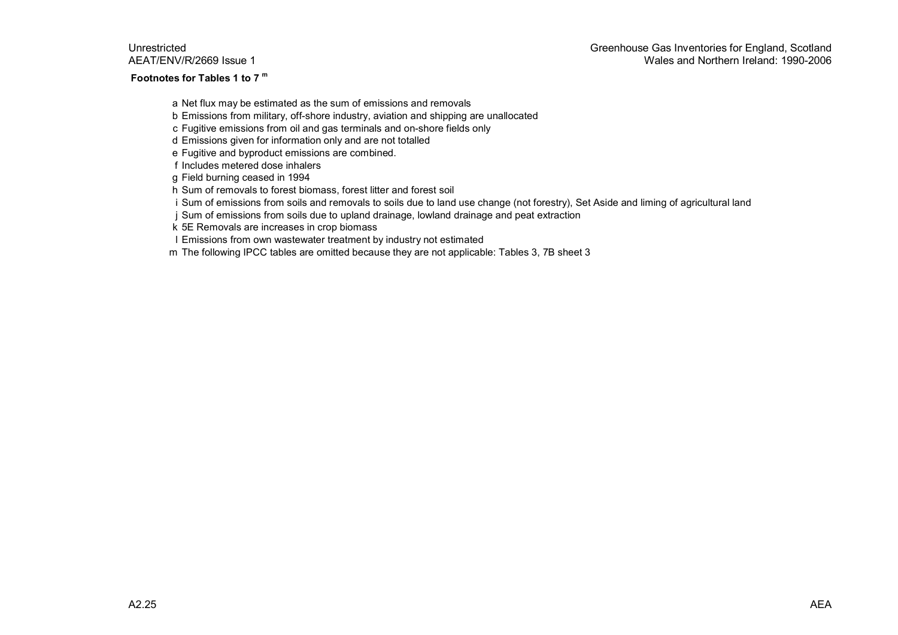**Footnotes for Tables 1 to 7 [m]**

a Net flux may be estimated as the sum of emissions and removals
b Emissions from military, off-shore industry, aviation and shipping are unallocated
c Fugitive emissions from oil and gas terminals and on-shore fields only
d Emissions given for information only and are not totalled
e Fugitive and byproduct emissions are combined.
f Includes metered dose inhalers
g Field burning ceased in 1994
h Sum of removals to forest biomass, forest litter and forest soil
i Sum of emissions from soils and removals to soils due to land use change (not forestry), Set Aside and liming of agricultural land
j Sum of emissions from soils due to upland drainage, lowland drainage and peat extraction
k 5E Removals are increases in crop biomass
l Emissions from own wastewater treatment by industry not estimated
m The following IPCC tables are omitted because they are not applicable: Tables 3, 7B sheet 3